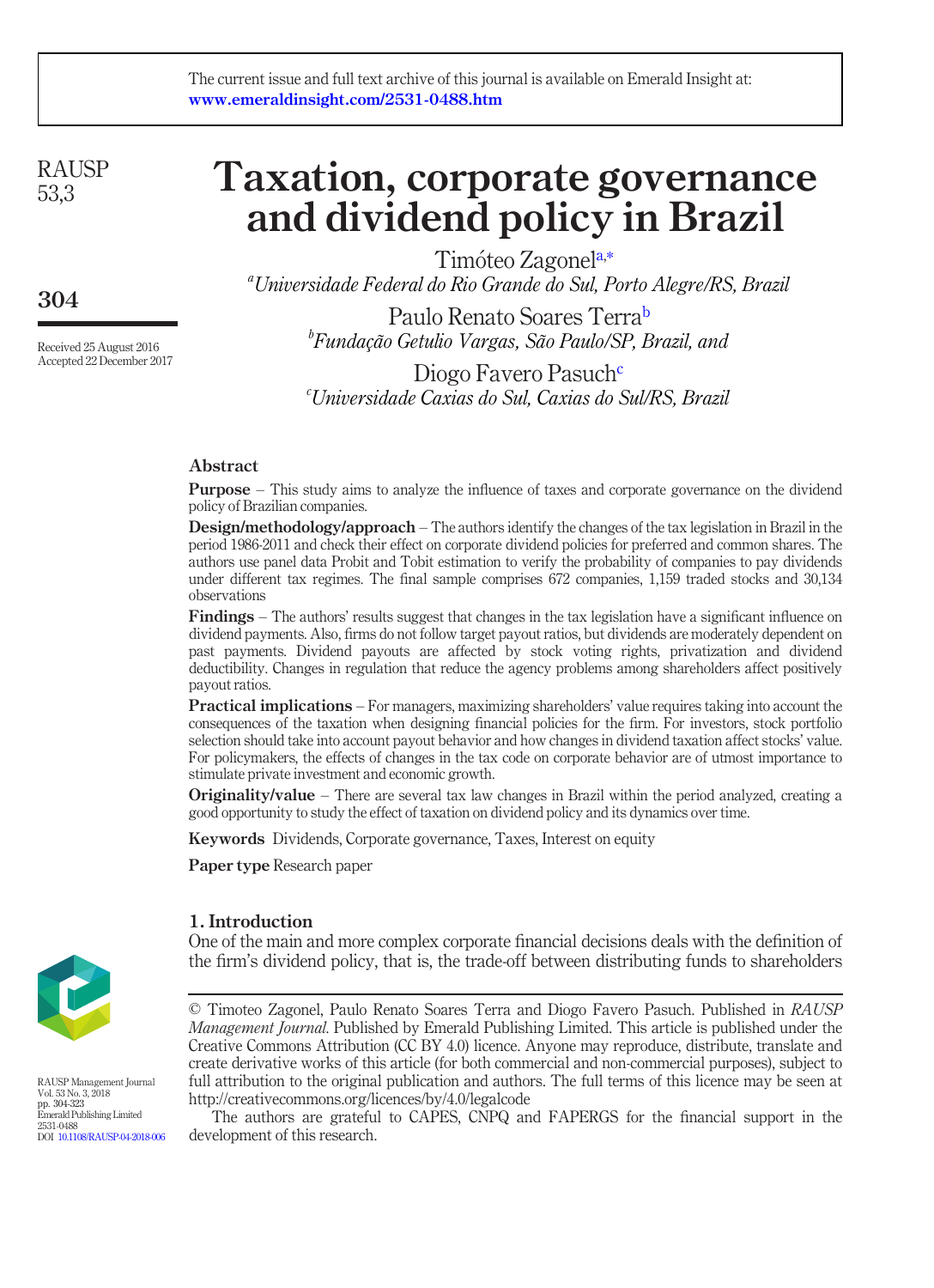The current issue and full text archive of this journal is available on Emerald Insight at: www.emeraldinsight.com/2531-0488.htm

# Taxation, corporate governance and dividend policy in Brazil

Timóteo Zagonel[a,*]
[a]*Universidade Federal do Rio Grande do Sul, Porto Alegre/RS, Brazil*

Paulo Renato Soares Terra[b]
[b]*Fundação Getulio Vargas, São Paulo/SP, Brazil, and*

Diogo Favero Pasuch[c]
[c]*Universidade Caxias do Sul, Caxias do Sul/RS, Brazil*

Received 25 August 2016
Accepted 22 December 2017

## Abstract

**Purpose** – This study aims to analyze the influence of taxes and corporate governance on the dividend policy of Brazilian companies.

**Design/methodology/approach** – The authors identify the changes of the tax legislation in Brazil in the period 1986-2011 and check their effect on corporate dividend policies for preferred and common shares. The authors use panel data Probit and Tobit estimation to verify the probability of companies to pay dividends under different tax regimes. The final sample comprises 672 companies, 1,159 traded stocks and 30,134 observations

**Findings** – The authors' results suggest that changes in the tax legislation have a significant influence on dividend payments. Also, firms do not follow target payout ratios, but dividends are moderately dependent on past payments. Dividend payouts are affected by stock voting rights, privatization and dividend deductibility. Changes in regulation that reduce the agency problems among shareholders affect positively payout ratios.

**Practical implications** – For managers, maximizing shareholders' value requires taking into account the consequences of the taxation when designing financial policies for the firm. For investors, stock portfolio selection should take into account payout behavior and how changes in dividend taxation affect stocks' value. For policymakers, the effects of changes in the tax code on corporate behavior are of utmost importance to stimulate private investment and economic growth.

**Originality/value** – There are several tax law changes in Brazil within the period analyzed, creating a good opportunity to study the effect of taxation on dividend policy and its dynamics over time.

**Keywords** Dividends, Corporate governance, Taxes, Interest on equity

**Paper type** Research paper

## 1. Introduction

One of the main and more complex corporate financial decisions deals with the definition of the firm's dividend policy, that is, the trade-off between distributing funds to shareholders

© Timoteo Zagonel, Paulo Renato Soares Terra and Diogo Favero Pasuch. Published in *RAUSP Management Journal*. Published by Emerald Publishing Limited. This article is published under the Creative Commons Attribution (CC BY 4.0) licence. Anyone may reproduce, distribute, translate and create derivative works of this article (for both commercial and non-commercial purposes), subject to full attribution to the original publication and authors. The full terms of this licence may be seen at http://creativecommons.org/licences/by/4.0/legalcode

The authors are grateful to CAPES, CNPQ and FAPERGS for the financial support in the development of this research.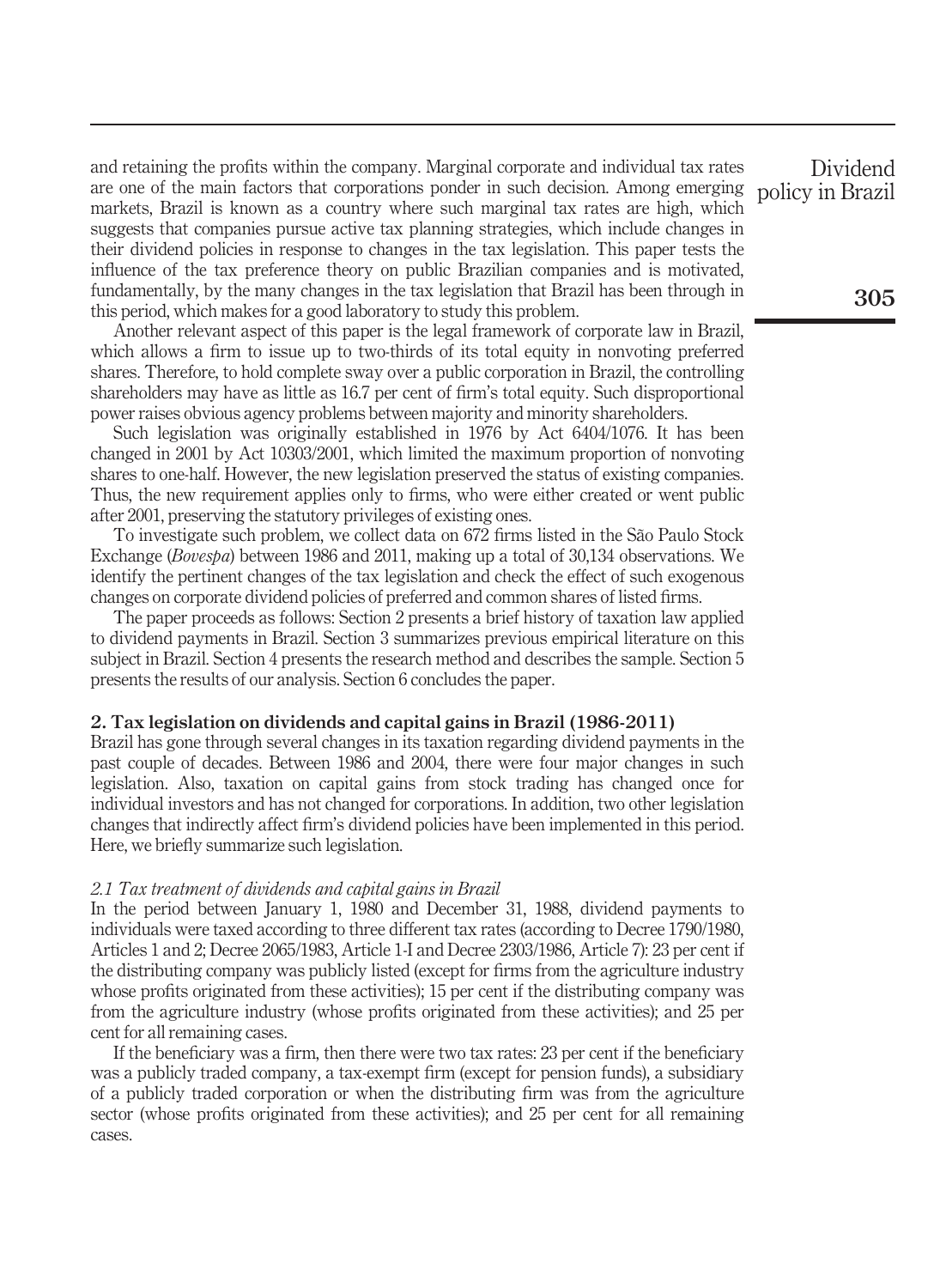and retaining the profits within the company. Marginal corporate and individual tax rates are one of the main factors that corporations ponder in such decision. Among emerging markets, Brazil is known as a country where such marginal tax rates are high, which suggests that companies pursue active tax planning strategies, which include changes in their dividend policies in response to changes in the tax legislation. This paper tests the influence of the tax preference theory on public Brazilian companies and is motivated, fundamentally, by the many changes in the tax legislation that Brazil has been through in this period, which makes for a good laboratory to study this problem.

Another relevant aspect of this paper is the legal framework of corporate law in Brazil, which allows a firm to issue up to two-thirds of its total equity in nonvoting preferred shares. Therefore, to hold complete sway over a public corporation in Brazil, the controlling shareholders may have as little as 16.7 per cent of firm's total equity. Such disproportional power raises obvious agency problems between majority and minority shareholders.

Such legislation was originally established in 1976 by Act 6404/1076. It has been changed in 2001 by Act 10303/2001, which limited the maximum proportion of nonvoting shares to one-half. However, the new legislation preserved the status of existing companies. Thus, the new requirement applies only to firms, who were either created or went public after 2001, preserving the statutory privileges of existing ones.

To investigate such problem, we collect data on 672 firms listed in the São Paulo Stock Exchange (*Bovespa*) between 1986 and 2011, making up a total of 30,134 observations. We identify the pertinent changes of the tax legislation and check the effect of such exogenous changes on corporate dividend policies of preferred and common shares of listed firms.

The paper proceeds as follows: Section 2 presents a brief history of taxation law applied to dividend payments in Brazil. Section 3 summarizes previous empirical literature on this subject in Brazil. Section 4 presents the research method and describes the sample. Section 5 presents the results of our analysis. Section 6 concludes the paper.

## 2. Tax legislation on dividends and capital gains in Brazil (1986-2011)

Brazil has gone through several changes in its taxation regarding dividend payments in the past couple of decades. Between 1986 and 2004, there were four major changes in such legislation. Also, taxation on capital gains from stock trading has changed once for individual investors and has not changed for corporations. In addition, two other legislation changes that indirectly affect firm's dividend policies have been implemented in this period. Here, we briefly summarize such legislation.

### *2.1 Tax treatment of dividends and capital gains in Brazil*

In the period between January 1, 1980 and December 31, 1988, dividend payments to individuals were taxed according to three different tax rates (according to Decree 1790/1980, Articles 1 and 2; Decree 2065/1983, Article 1-I and Decree 2303/1986, Article 7): 23 per cent if the distributing company was publicly listed (except for firms from the agriculture industry whose profits originated from these activities); 15 per cent if the distributing company was from the agriculture industry (whose profits originated from these activities); and 25 per cent for all remaining cases.

If the beneficiary was a firm, then there were two tax rates: 23 per cent if the beneficiary was a publicly traded company, a tax-exempt firm (except for pension funds), a subsidiary of a publicly traded corporation or when the distributing firm was from the agriculture sector (whose profits originated from these activities); and 25 per cent for all remaining cases.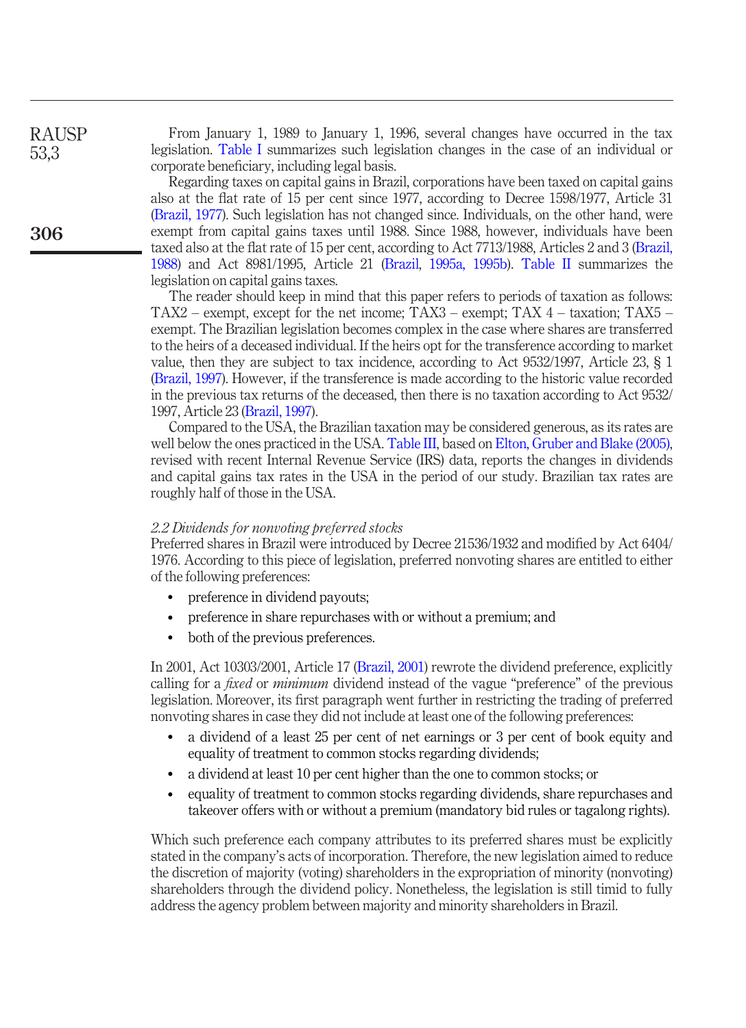From January 1, 1989 to January 1, 1996, several changes have occurred in the tax legislation. Table I summarizes such legislation changes in the case of an individual or corporate beneficiary, including legal basis.

Regarding taxes on capital gains in Brazil, corporations have been taxed on capital gains also at the flat rate of 15 per cent since 1977, according to Decree 1598/1977, Article 31 (Brazil, 1977). Such legislation has not changed since. Individuals, on the other hand, were exempt from capital gains taxes until 1988. Since 1988, however, individuals have been taxed also at the flat rate of 15 per cent, according to Act 7713/1988, Articles 2 and 3 (Brazil, 1988) and Act 8981/1995, Article 21 (Brazil, 1995a, 1995b). Table II summarizes the legislation on capital gains taxes.

The reader should keep in mind that this paper refers to periods of taxation as follows: TAX2 – exempt, except for the net income; TAX3 – exempt; TAX 4 – taxation; TAX5 – exempt. The Brazilian legislation becomes complex in the case where shares are transferred to the heirs of a deceased individual. If the heirs opt for the transference according to market value, then they are subject to tax incidence, according to Act 9532/1997, Article 23, § 1 (Brazil, 1997). However, if the transference is made according to the historic value recorded in the previous tax returns of the deceased, then there is no taxation according to Act 9532/1997, Article 23 (Brazil, 1997).

Compared to the USA, the Brazilian taxation may be considered generous, as its rates are well below the ones practiced in the USA. Table III, based on Elton, Gruber and Blake (2005), revised with recent Internal Revenue Service (IRS) data, reports the changes in dividends and capital gains tax rates in the USA in the period of our study. Brazilian tax rates are roughly half of those in the USA.

### *2.2 Dividends for nonvoting preferred stocks*

Preferred shares in Brazil were introduced by Decree 21536/1932 and modified by Act 6404/1976. According to this piece of legislation, preferred nonvoting shares are entitled to either of the following preferences:

- preference in dividend payouts;
- preference in share repurchases with or without a premium; and
- both of the previous preferences.

In 2001, Act 10303/2001, Article 17 (Brazil, 2001) rewrote the dividend preference, explicitly calling for a *fixed* or *minimum* dividend instead of the vague "preference" of the previous legislation. Moreover, its first paragraph went further in restricting the trading of preferred nonvoting shares in case they did not include at least one of the following preferences:

- a dividend of a least 25 per cent of net earnings or 3 per cent of book equity and equality of treatment to common stocks regarding dividends;
- a dividend at least 10 per cent higher than the one to common stocks; or
- equality of treatment to common stocks regarding dividends, share repurchases and takeover offers with or without a premium (mandatory bid rules or tagalong rights).

Which such preference each company attributes to its preferred shares must be explicitly stated in the company's acts of incorporation. Therefore, the new legislation aimed to reduce the discretion of majority (voting) shareholders in the expropriation of minority (nonvoting) shareholders through the dividend policy. Nonetheless, the legislation is still timid to fully address the agency problem between majority and minority shareholders in Brazil.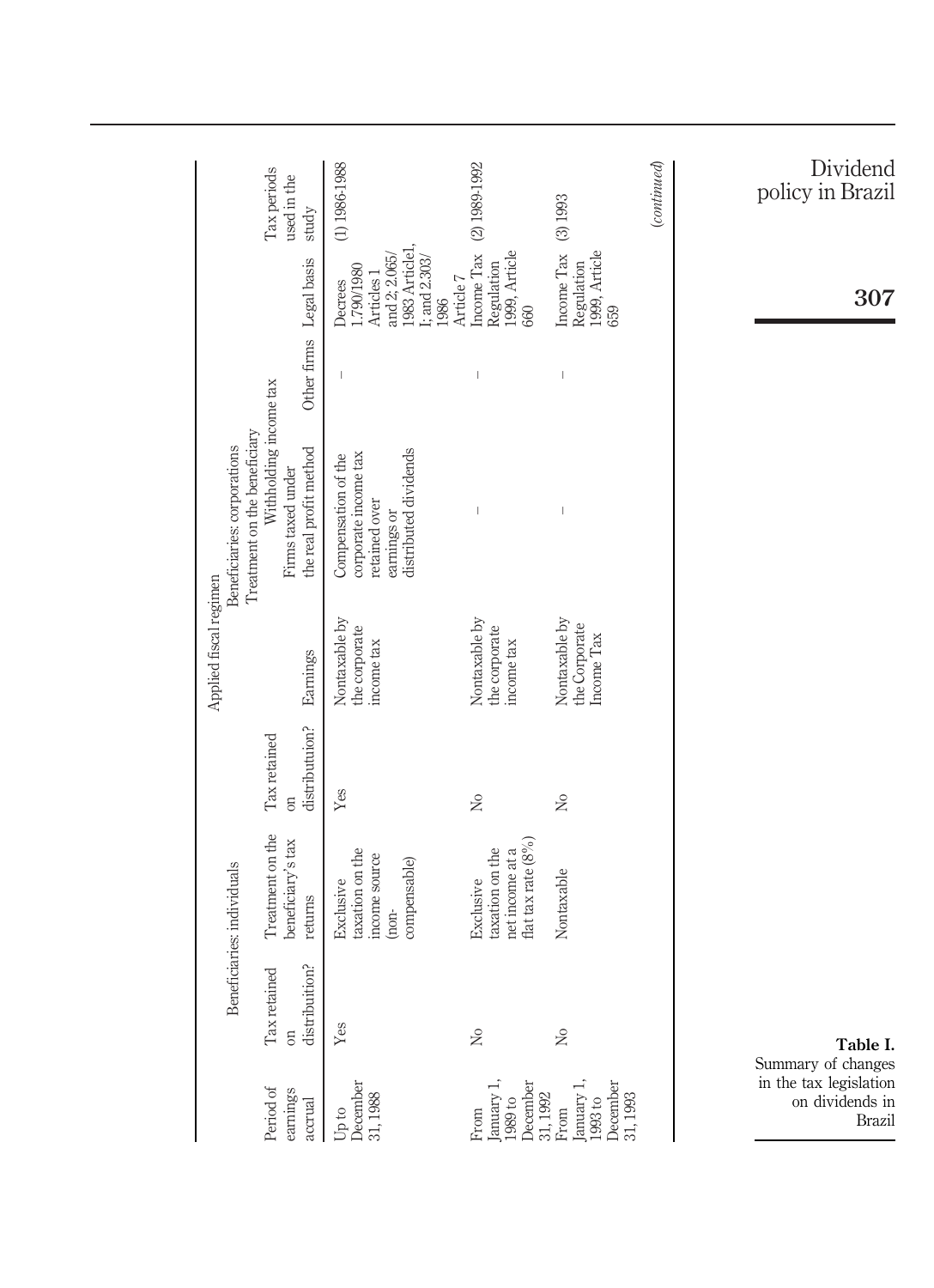**Table I.** Summary of changes in the tax legislation on dividends in Brazil

| Period of earnings accrual | Applied fiscal regimen | | | | | | | Legal basis | Tax periods used in the study |
|---|---|---|---|---|---|---|---|---|---|
| | Beneficiaries: individuals | | Beneficiaries: corporations | | | | | | |
| | | | | | Treatment on the beneficiary | | | | |
| | | | | | Withholding income tax | | | | |
| | Tax retained on distribuition? | Treatment on the beneficiary's tax returns | Tax retained on distributuion? | Earnings | Firms taxed under the real profit method | Other firms | | | |
| Up to December 31, 1988 | Yes | Exclusive taxation on the income source (non-compensable) | Yes | Nontaxable by the corporate income tax | Compensation of the corporate income tax retained over earnings or distributed dividends | – | | Decrees 1.790/1980 Articles 1 and 2; 2.065/1983 Article1, I; and 2.303/1986 Article 7 | (1) 1986-1988 |
| From January 1, 1989 to December 31, 1992 | No | Exclusive taxation on the net income at a flat tax rate (8%) | No | Nontaxable by the corporate income tax | – | – | | Income Tax Regulation 1999, Article 660 | (2) 1989-1992 |
| From January 1, 1993 to December 31, 1993 | No | Nontaxable | No | Nontaxable by the Corporate Income Tax | – | – | | Income Tax Regulation 1999, Article 659 | (3) 1993 |

(*continued*)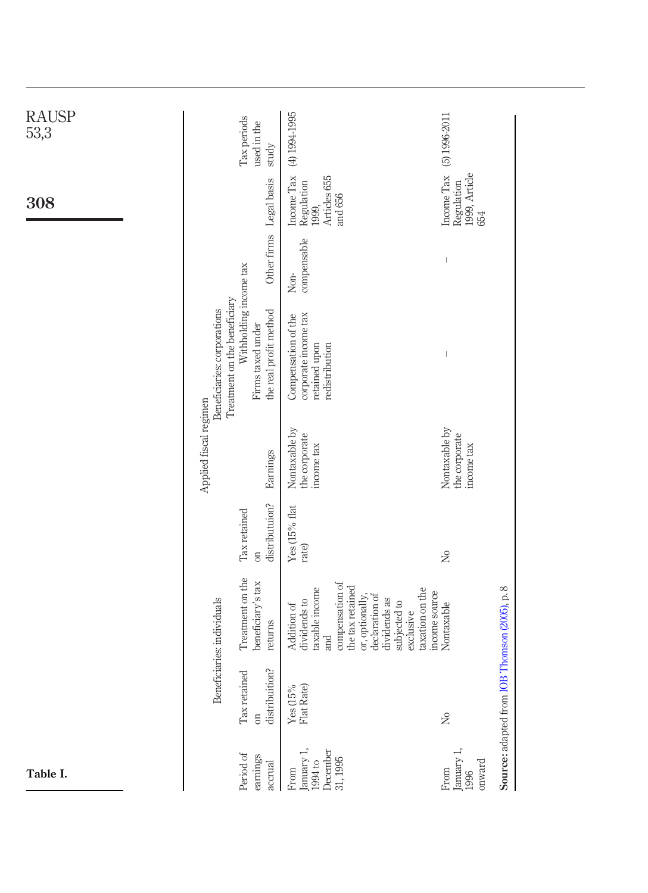**Table I.**

| Period of earnings accrual | Applied fiscal regimen | | | | | | Legal basis | Tax periods used in the study |
|---|---|---|---|---|---|---|---|---|
| | Beneficiaries: individuals | | Beneficiaries: corporations | | | | | |
| | | | | Treatment on the beneficiary | | | | |
| | | | | Withholding income tax | | | | |
| | Tax retained on distribuition? | Treatment on the beneficiary's tax returns | Tax retained on distributuion? | Earnings | Firms taxed under the real profit method | Other firms | | |
| From January 1, 1994 to December 31, 1995 | Yes (15% Flat Rate) | Addition of dividends to taxable income and compensation of the tax retained or, optionally, declaration of dividends as subjected to exclusive taxation on the income source | Yes (15% flat rate) | Nontaxable by the corporate income tax | Compensation of the corporate income tax retained upon redistribution | Non-compensable | Income Tax Regulation 1999, Articles 655 and 656 | (4) 1994-1995 |
| From January 1, 1996 onward | No | Nontaxable | No | Nontaxable by the corporate income tax | – | – | Income Tax Regulation 1999, Article 654 | (5) 1996-2011 |

**Source:** adapted from IOB Thomson (2005), p. 8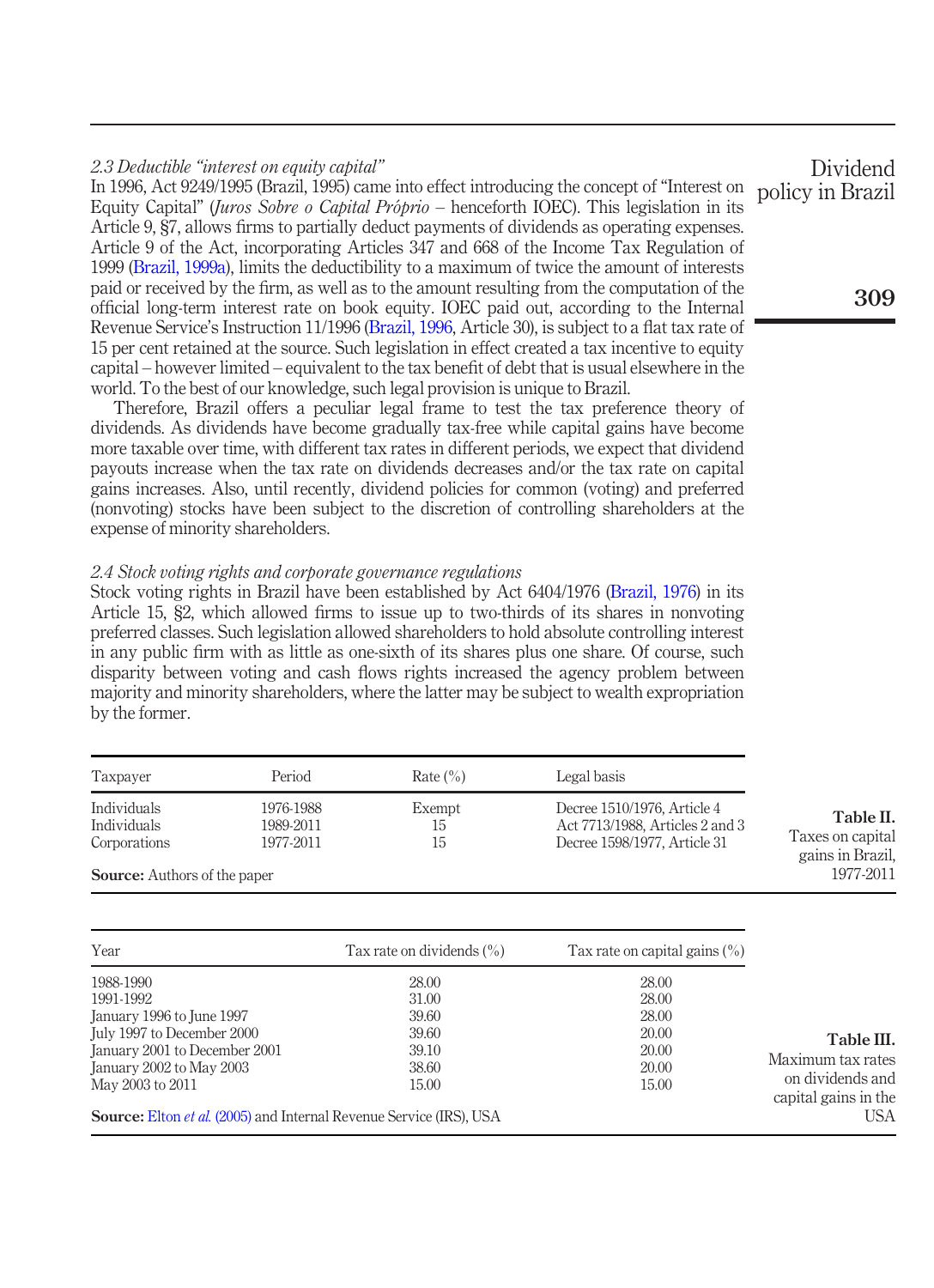### 2.3 Deductible "interest on equity capital"

In 1996, Act 9249/1995 (Brazil, 1995) came into effect introducing the concept of "Interest on Equity Capital" (*Juros Sobre o Capital Próprio* – henceforth IOEC). This legislation in its Article 9, §7, allows firms to partially deduct payments of dividends as operating expenses. Article 9 of the Act, incorporating Articles 347 and 668 of the Income Tax Regulation of 1999 (Brazil, 1999a), limits the deductibility to a maximum of twice the amount of interests paid or received by the firm, as well as to the amount resulting from the computation of the official long-term interest rate on book equity. IOEC paid out, according to the Internal Revenue Service's Instruction 11/1996 (Brazil, 1996, Article 30), is subject to a flat tax rate of 15 per cent retained at the source. Such legislation in effect created a tax incentive to equity capital – however limited – equivalent to the tax benefit of debt that is usual elsewhere in the world. To the best of our knowledge, such legal provision is unique to Brazil.

Therefore, Brazil offers a peculiar legal frame to test the tax preference theory of dividends. As dividends have become gradually tax-free while capital gains have become more taxable over time, with different tax rates in different periods, we expect that dividend payouts increase when the tax rate on dividends decreases and/or the tax rate on capital gains increases. Also, until recently, dividend policies for common (voting) and preferred (nonvoting) stocks have been subject to the discretion of controlling shareholders at the expense of minority shareholders.

### 2.4 Stock voting rights and corporate governance regulations

Stock voting rights in Brazil have been established by Act 6404/1976 (Brazil, 1976) in its Article 15, §2, which allowed firms to issue up to two-thirds of its shares in nonvoting preferred classes. Such legislation allowed shareholders to hold absolute controlling interest in any public firm with as little as one-sixth of its shares plus one share. Of course, such disparity between voting and cash flows rights increased the agency problem between majority and minority shareholders, where the latter may be subject to wealth expropriation by the former.

**Table II.** Taxes on capital gains in Brazil, 1977-2011

| Taxpayer | Period | Rate (%) | Legal basis |
|---|---|---|---|
| Individuals | 1976-1988 | Exempt | Decree 1510/1976, Article 4 |
| Individuals | 1989-2011 | 15 | Act 7713/1988, Articles 2 and 3 |
| Corporations | 1977-2011 | 15 | Decree 1598/1977, Article 31 |

**Source:** Authors of the paper

**Table III.** Maximum tax rates on dividends and capital gains in the USA

| Year | Tax rate on dividends (%) | Tax rate on capital gains (%) |
|---|---|---|
| 1988-1990 | 28.00 | 28.00 |
| 1991-1992 | 31.00 | 28.00 |
| January 1996 to June 1997 | 39.60 | 28.00 |
| July 1997 to December 2000 | 39.60 | 20.00 |
| January 2001 to December 2001 | 39.10 | 20.00 |
| January 2002 to May 2003 | 38.60 | 20.00 |
| May 2003 to 2011 | 15.00 | 15.00 |

**Source:** Elton *et al.* (2005) and Internal Revenue Service (IRS), USA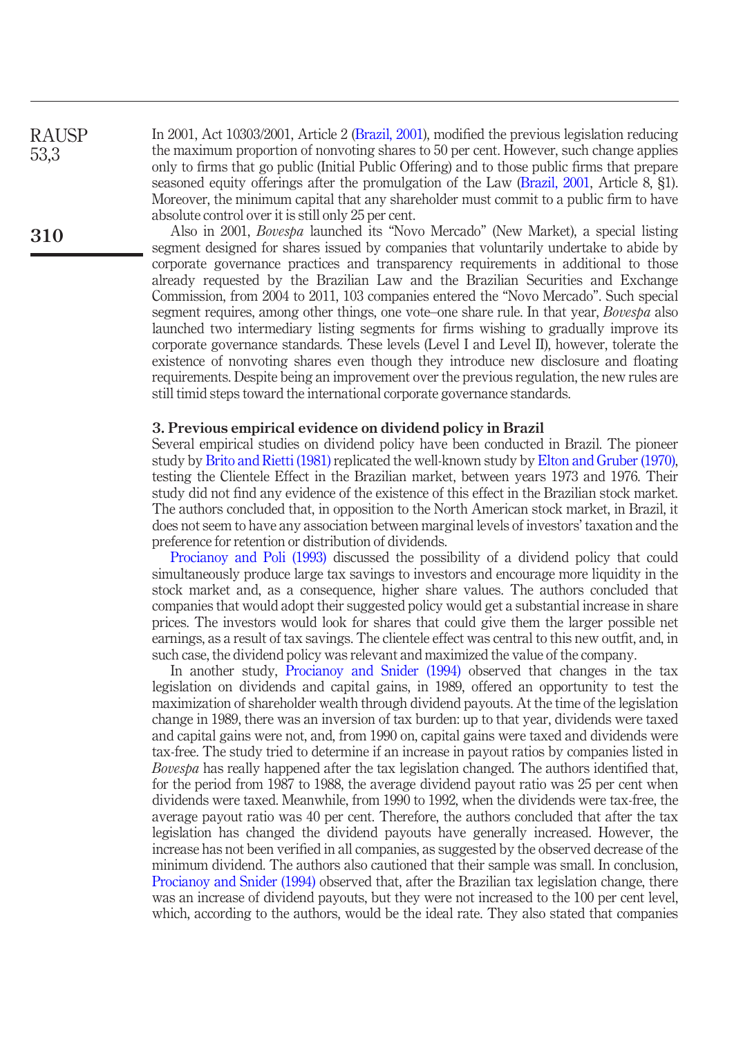In 2001, Act 10303/2001, Article 2 (Brazil, 2001), modified the previous legislation reducing the maximum proportion of nonvoting shares to 50 per cent. However, such change applies only to firms that go public (Initial Public Offering) and to those public firms that prepare seasoned equity offerings after the promulgation of the Law (Brazil, 2001, Article 8, §1). Moreover, the minimum capital that any shareholder must commit to a public firm to have absolute control over it is still only 25 per cent.

Also in 2001, *Bovespa* launched its "Novo Mercado" (New Market), a special listing segment designed for shares issued by companies that voluntarily undertake to abide by corporate governance practices and transparency requirements in additional to those already requested by the Brazilian Law and the Brazilian Securities and Exchange Commission, from 2004 to 2011, 103 companies entered the "Novo Mercado". Such special segment requires, among other things, one vote–one share rule. In that year, *Bovespa* also launched two intermediary listing segments for firms wishing to gradually improve its corporate governance standards. These levels (Level I and Level II), however, tolerate the existence of nonvoting shares even though they introduce new disclosure and floating requirements. Despite being an improvement over the previous regulation, the new rules are still timid steps toward the international corporate governance standards.

## 3. Previous empirical evidence on dividend policy in Brazil

Several empirical studies on dividend policy have been conducted in Brazil. The pioneer study by Brito and Rietti (1981) replicated the well-known study by Elton and Gruber (1970), testing the Clientele Effect in the Brazilian market, between years 1973 and 1976. Their study did not find any evidence of the existence of this effect in the Brazilian stock market. The authors concluded that, in opposition to the North American stock market, in Brazil, it does not seem to have any association between marginal levels of investors' taxation and the preference for retention or distribution of dividends.

Procianoy and Poli (1993) discussed the possibility of a dividend policy that could simultaneously produce large tax savings to investors and encourage more liquidity in the stock market and, as a consequence, higher share values. The authors concluded that companies that would adopt their suggested policy would get a substantial increase in share prices. The investors would look for shares that could give them the larger possible net earnings, as a result of tax savings. The clientele effect was central to this new outfit, and, in such case, the dividend policy was relevant and maximized the value of the company.

In another study, Procianoy and Snider (1994) observed that changes in the tax legislation on dividends and capital gains, in 1989, offered an opportunity to test the maximization of shareholder wealth through dividend payouts. At the time of the legislation change in 1989, there was an inversion of tax burden: up to that year, dividends were taxed and capital gains were not, and, from 1990 on, capital gains were taxed and dividends were tax-free. The study tried to determine if an increase in payout ratios by companies listed in *Bovespa* has really happened after the tax legislation changed. The authors identified that, for the period from 1987 to 1988, the average dividend payout ratio was 25 per cent when dividends were taxed. Meanwhile, from 1990 to 1992, when the dividends were tax-free, the average payout ratio was 40 per cent. Therefore, the authors concluded that after the tax legislation has changed the dividend payouts have generally increased. However, the increase has not been verified in all companies, as suggested by the observed decrease of the minimum dividend. The authors also cautioned that their sample was small. In conclusion, Procianoy and Snider (1994) observed that, after the Brazilian tax legislation change, there was an increase of dividend payouts, but they were not increased to the 100 per cent level, which, according to the authors, would be the ideal rate. They also stated that companies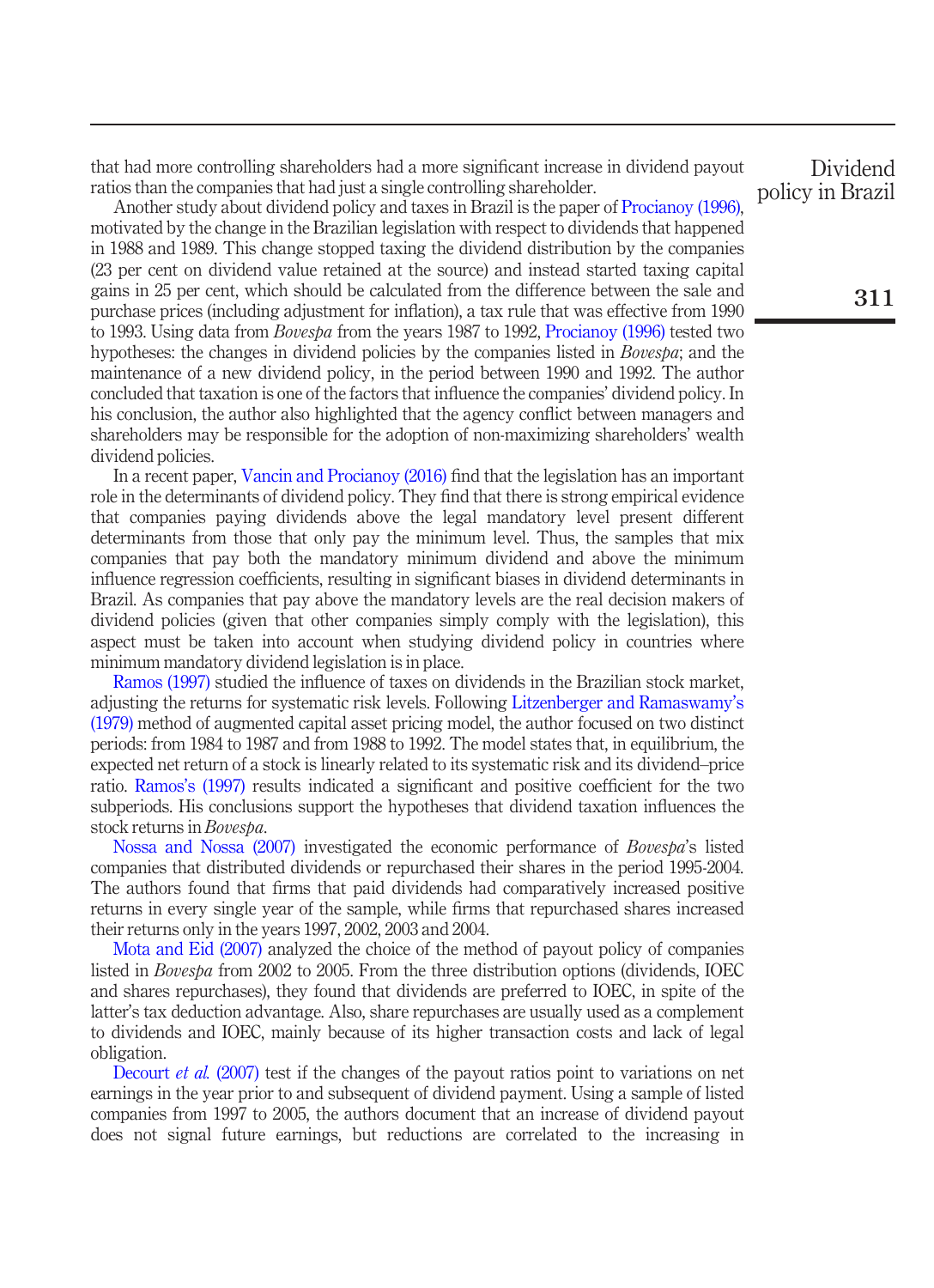that had more controlling shareholders had a more significant increase in dividend payout ratios than the companies that had just a single controlling shareholder.

Another study about dividend policy and taxes in Brazil is the paper of Procianoy (1996), motivated by the change in the Brazilian legislation with respect to dividends that happened in 1988 and 1989. This change stopped taxing the dividend distribution by the companies (23 per cent on dividend value retained at the source) and instead started taxing capital gains in 25 per cent, which should be calculated from the difference between the sale and purchase prices (including adjustment for inflation), a tax rule that was effective from 1990 to 1993. Using data from *Bovespa* from the years 1987 to 1992, Procianoy (1996) tested two hypotheses: the changes in dividend policies by the companies listed in *Bovespa*; and the maintenance of a new dividend policy, in the period between 1990 and 1992. The author concluded that taxation is one of the factors that influence the companies' dividend policy. In his conclusion, the author also highlighted that the agency conflict between managers and shareholders may be responsible for the adoption of non-maximizing shareholders' wealth dividend policies.

In a recent paper, Vancin and Procianoy (2016) find that the legislation has an important role in the determinants of dividend policy. They find that there is strong empirical evidence that companies paying dividends above the legal mandatory level present different determinants from those that only pay the minimum level. Thus, the samples that mix companies that pay both the mandatory minimum dividend and above the minimum influence regression coefficients, resulting in significant biases in dividend determinants in Brazil. As companies that pay above the mandatory levels are the real decision makers of dividend policies (given that other companies simply comply with the legislation), this aspect must be taken into account when studying dividend policy in countries where minimum mandatory dividend legislation is in place.

Ramos (1997) studied the influence of taxes on dividends in the Brazilian stock market, adjusting the returns for systematic risk levels. Following Litzenberger and Ramaswamy's (1979) method of augmented capital asset pricing model, the author focused on two distinct periods: from 1984 to 1987 and from 1988 to 1992. The model states that, in equilibrium, the expected net return of a stock is linearly related to its systematic risk and its dividend–price ratio. Ramos's (1997) results indicated a significant and positive coefficient for the two subperiods. His conclusions support the hypotheses that dividend taxation influences the stock returns in *Bovespa*.

Nossa and Nossa (2007) investigated the economic performance of *Bovespa*'s listed companies that distributed dividends or repurchased their shares in the period 1995-2004. The authors found that firms that paid dividends had comparatively increased positive returns in every single year of the sample, while firms that repurchased shares increased their returns only in the years 1997, 2002, 2003 and 2004.

Mota and Eid (2007) analyzed the choice of the method of payout policy of companies listed in *Bovespa* from 2002 to 2005. From the three distribution options (dividends, IOEC and shares repurchases), they found that dividends are preferred to IOEC, in spite of the latter's tax deduction advantage. Also, share repurchases are usually used as a complement to dividends and IOEC, mainly because of its higher transaction costs and lack of legal obligation.

Decourt *et al.* (2007) test if the changes of the payout ratios point to variations on net earnings in the year prior to and subsequent of dividend payment. Using a sample of listed companies from 1997 to 2005, the authors document that an increase of dividend payout does not signal future earnings, but reductions are correlated to the increasing in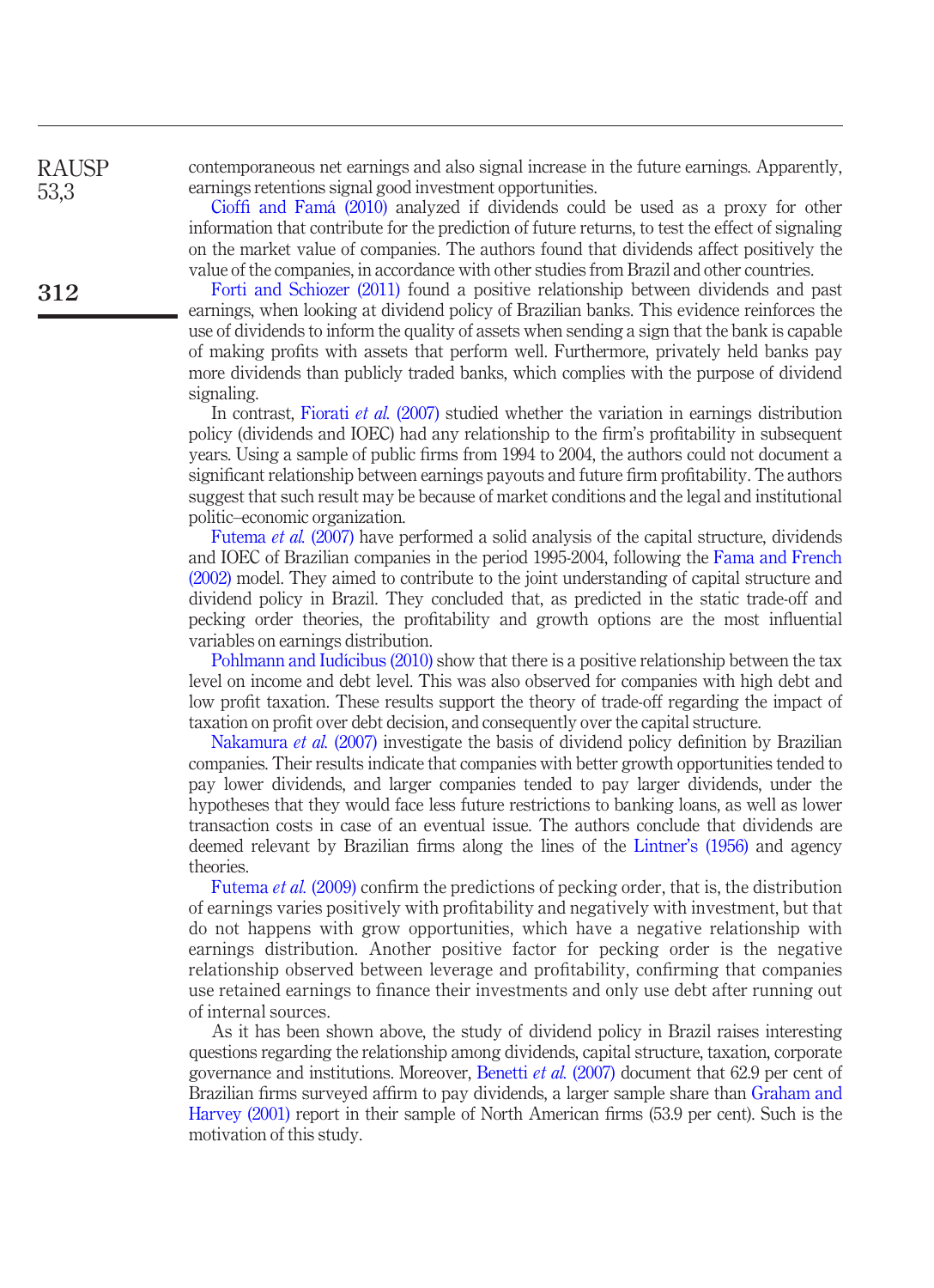contemporaneous net earnings and also signal increase in the future earnings. Apparently, earnings retentions signal good investment opportunities.

Cioffi and Famá (2010) analyzed if dividends could be used as a proxy for other information that contribute for the prediction of future returns, to test the effect of signaling on the market value of companies. The authors found that dividends affect positively the value of the companies, in accordance with other studies from Brazil and other countries.

Forti and Schiozer (2011) found a positive relationship between dividends and past earnings, when looking at dividend policy of Brazilian banks. This evidence reinforces the use of dividends to inform the quality of assets when sending a sign that the bank is capable of making profits with assets that perform well. Furthermore, privately held banks pay more dividends than publicly traded banks, which complies with the purpose of dividend signaling.

In contrast, Fiorati *et al.* (2007) studied whether the variation in earnings distribution policy (dividends and IOEC) had any relationship to the firm's profitability in subsequent years. Using a sample of public firms from 1994 to 2004, the authors could not document a significant relationship between earnings payouts and future firm profitability. The authors suggest that such result may be because of market conditions and the legal and institutional politic–economic organization.

Futema *et al.* (2007) have performed a solid analysis of the capital structure, dividends and IOEC of Brazilian companies in the period 1995-2004, following the Fama and French (2002) model. They aimed to contribute to the joint understanding of capital structure and dividend policy in Brazil. They concluded that, as predicted in the static trade-off and pecking order theories, the profitability and growth options are the most influential variables on earnings distribution.

Pohlmann and Iudicibus (2010) show that there is a positive relationship between the tax level on income and debt level. This was also observed for companies with high debt and low profit taxation. These results support the theory of trade-off regarding the impact of taxation on profit over debt decision, and consequently over the capital structure.

Nakamura *et al.* (2007) investigate the basis of dividend policy definition by Brazilian companies. Their results indicate that companies with better growth opportunities tended to pay lower dividends, and larger companies tended to pay larger dividends, under the hypotheses that they would face less future restrictions to banking loans, as well as lower transaction costs in case of an eventual issue. The authors conclude that dividends are deemed relevant by Brazilian firms along the lines of the Lintner's (1956) and agency theories.

Futema *et al.* (2009) confirm the predictions of pecking order, that is, the distribution of earnings varies positively with profitability and negatively with investment, but that do not happens with grow opportunities, which have a negative relationship with earnings distribution. Another positive factor for pecking order is the negative relationship observed between leverage and profitability, confirming that companies use retained earnings to finance their investments and only use debt after running out of internal sources.

As it has been shown above, the study of dividend policy in Brazil raises interesting questions regarding the relationship among dividends, capital structure, taxation, corporate governance and institutions. Moreover, Benetti *et al.* (2007) document that 62.9 per cent of Brazilian firms surveyed affirm to pay dividends, a larger sample share than Graham and Harvey (2001) report in their sample of North American firms (53.9 per cent). Such is the motivation of this study.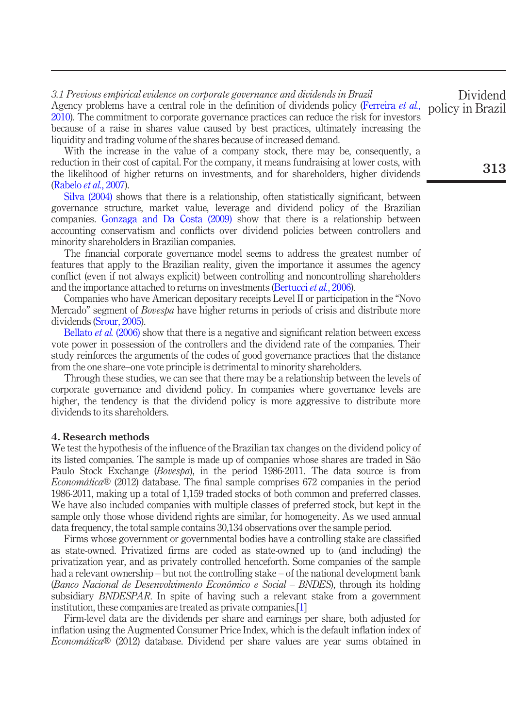### 3.1 Previous empirical evidence on corporate governance and dividends in Brazil

Agency problems have a central role in the definition of dividends policy (Ferreira *et al.*, 2010). The commitment to corporate governance practices can reduce the risk for investors because of a raise in shares value caused by best practices, ultimately increasing the liquidity and trading volume of the shares because of increased demand.

With the increase in the value of a company stock, there may be, consequently, a reduction in their cost of capital. For the company, it means fundraising at lower costs, with the likelihood of higher returns on investments, and for shareholders, higher dividends (Rabelo *et al.*, 2007).

Silva (2004) shows that there is a relationship, often statistically significant, between governance structure, market value, leverage and dividend policy of the Brazilian companies. Gonzaga and Da Costa (2009) show that there is a relationship between accounting conservatism and conflicts over dividend policies between controllers and minority shareholders in Brazilian companies.

The financial corporate governance model seems to address the greatest number of features that apply to the Brazilian reality, given the importance it assumes the agency conflict (even if not always explicit) between controlling and noncontrolling shareholders and the importance attached to returns on investments (Bertucci *et al.*, 2006).

Companies who have American depositary receipts Level II or participation in the "Novo Mercado" segment of *Bovespa* have higher returns in periods of crisis and distribute more dividends (Srour, 2005).

Bellato *et al.* (2006) show that there is a negative and significant relation between excess vote power in possession of the controllers and the dividend rate of the companies. Their study reinforces the arguments of the codes of good governance practices that the distance from the one share–one vote principle is detrimental to minority shareholders.

Through these studies, we can see that there may be a relationship between the levels of corporate governance and dividend policy. In companies where governance levels are higher, the tendency is that the dividend policy is more aggressive to distribute more dividends to its shareholders.

## 4. Research methods

We test the hypothesis of the influence of the Brazilian tax changes on the dividend policy of its listed companies. The sample is made up of companies whose shares are traded in São Paulo Stock Exchange (*Bovespa*), in the period 1986-2011. The data source is from *Economática*® (2012) database. The final sample comprises 672 companies in the period 1986-2011, making up a total of 1,159 traded stocks of both common and preferred classes. We have also included companies with multiple classes of preferred stock, but kept in the sample only those whose dividend rights are similar, for homogeneity. As we used annual data frequency, the total sample contains 30,134 observations over the sample period.

Firms whose government or governmental bodies have a controlling stake are classified as state-owned. Privatized firms are coded as state-owned up to (and including) the privatization year, and as privately controlled henceforth. Some companies of the sample had a relevant ownership – but not the controlling stake – of the national development bank (*Banco Nacional de Desenvolvimento Econômico e Social – BNDES*), through its holding subsidiary *BNDESPAR*. In spite of having such a relevant stake from a government institution, these companies are treated as private companies.[1]

Firm-level data are the dividends per share and earnings per share, both adjusted for inflation using the Augmented Consumer Price Index, which is the default inflation index of *Economática*® (2012) database. Dividend per share values are year sums obtained in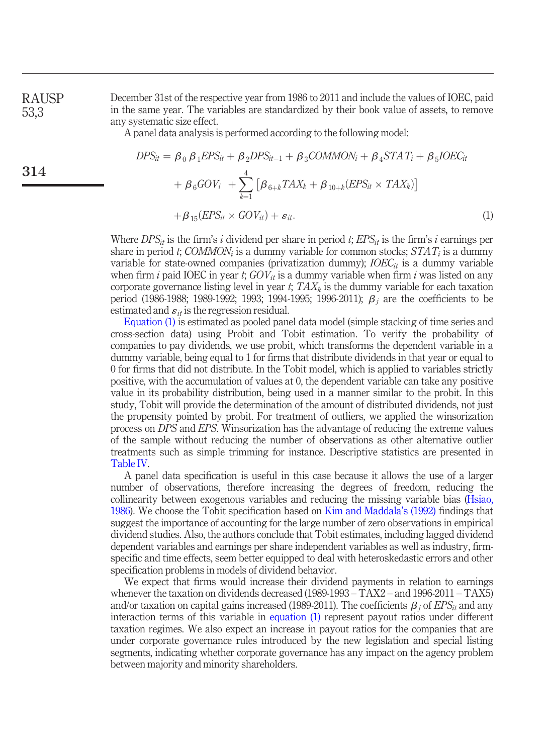December 31st of the respective year from 1986 to 2011 and include the values of IOEC, paid in the same year. The variables are standardized by their book value of assets, to remove any systematic size effect.

A panel data analysis is performed according to the following model:

$$
\begin{aligned}
DPS_{it} = {} & \beta_0 \, \beta_1 EPS_{it} + \beta_2 DPS_{it-1} + \beta_3 COMMON_i + \beta_4 STAT_i + \beta_5 IOEC_{it} \\
& + \beta_6 GOV_i \; + \sum_{k=1}^{4} \left[ \beta_{6+k} TAX_k + \beta_{10+k} (EPS_{it} \times TAX_k) \right] \\
& + \beta_{15} (EPS_{it} \times GOV_{it}) + \varepsilon_{it}.
\end{aligned}
\tag{1}
$$

Where $DPS_{it}$ is the firm's $i$ dividend per share in period $t$; $EPS_{it}$ is the firm's $i$ earnings per share in period $t$; $COMMON_i$ is a dummy variable for common stocks; $STAT_i$ is a dummy variable for state-owned companies (privatization dummy); $IOEC_{it}$ is a dummy variable when firm $i$ paid IOEC in year $t$; $GOV_{it}$ is a dummy variable when firm $i$ was listed on any corporate governance listing level in year $t$; $TAX_k$ is the dummy variable for each taxation period (1986-1988; 1989-1992; 1993; 1994-1995; 1996-2011); $\beta_j$ are the coefficients to be estimated and $\varepsilon_{it}$ is the regression residual.

Equation (1) is estimated as pooled panel data model (simple stacking of time series and cross-section data) using Probit and Tobit estimation. To verify the probability of companies to pay dividends, we use probit, which transforms the dependent variable in a dummy variable, being equal to 1 for firms that distribute dividends in that year or equal to 0 for firms that did not distribute. In the Tobit model, which is applied to variables strictly positive, with the accumulation of values at 0, the dependent variable can take any positive value in its probability distribution, being used in a manner similar to the probit. In this study, Tobit will provide the determination of the amount of distributed dividends, not just the propensity pointed by probit. For treatment of outliers, we applied the winsorization process on *DPS* and *EPS*. Winsorization has the advantage of reducing the extreme values of the sample without reducing the number of observations as other alternative outlier treatments such as simple trimming for instance. Descriptive statistics are presented in Table IV.

A panel data specification is useful in this case because it allows the use of a larger number of observations, therefore increasing the degrees of freedom, reducing the collinearity between exogenous variables and reducing the missing variable bias (Hsiao, 1986). We choose the Tobit specification based on Kim and Maddala's (1992) findings that suggest the importance of accounting for the large number of zero observations in empirical dividend studies. Also, the authors conclude that Tobit estimates, including lagged dividend dependent variables and earnings per share independent variables as well as industry, firm-specific and time effects, seem better equipped to deal with heteroskedastic errors and other specification problems in models of dividend behavior.

We expect that firms would increase their dividend payments in relation to earnings whenever the taxation on dividends decreased (1989-1993 – TAX2 – and 1996-2011 – TAX5) and/or taxation on capital gains increased (1989-2011). The coefficients $\beta_j$ of $EPS_{it}$ and any interaction terms of this variable in equation (1) represent payout ratios under different taxation regimes. We also expect an increase in payout ratios for the companies that are under corporate governance rules introduced by the new legislation and special listing segments, indicating whether corporate governance has any impact on the agency problem between majority and minority shareholders.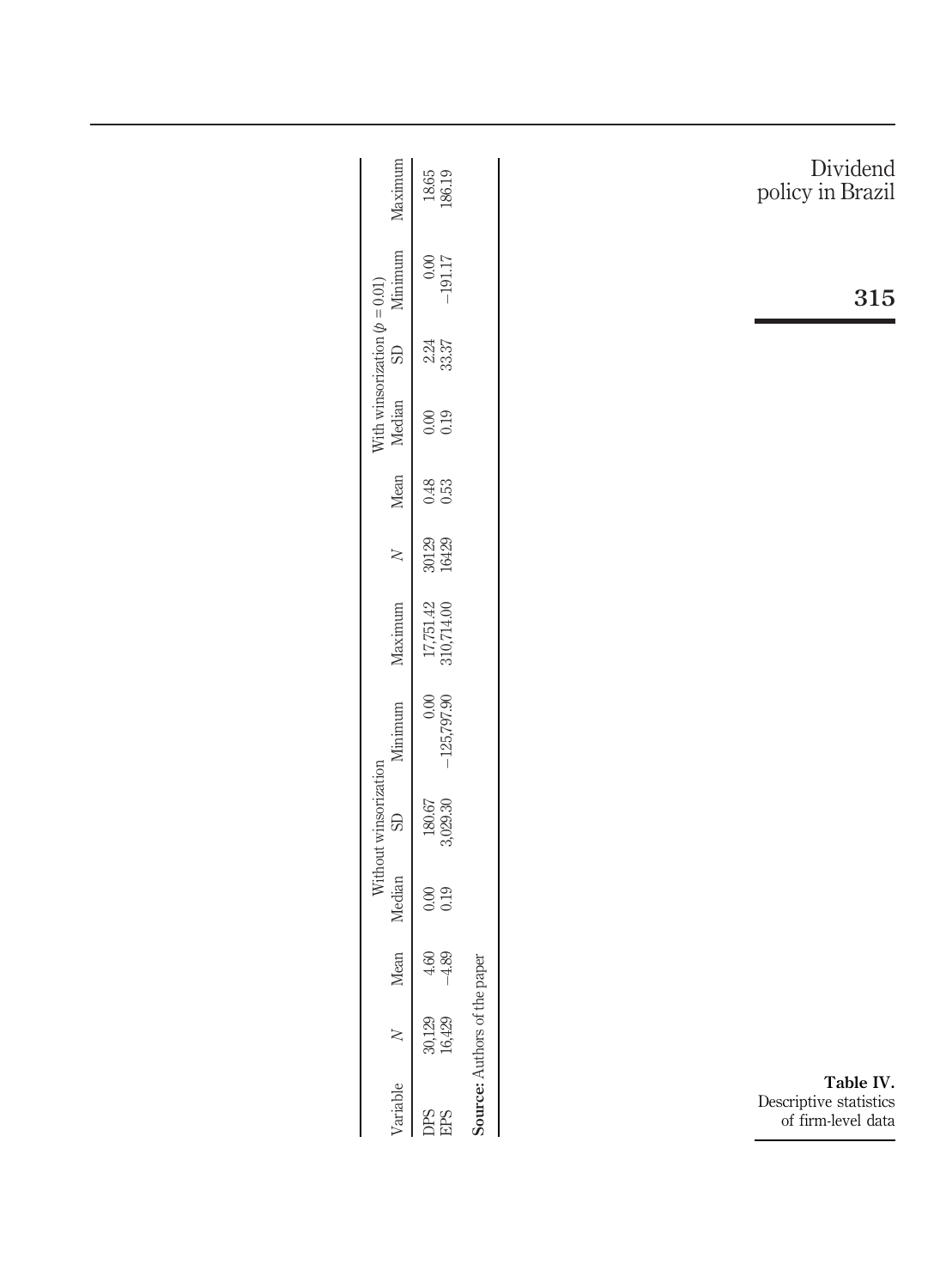**Table IV.** Descriptive statistics of firm-level data

| Variable | Without winsorization | | | | | | With winsorization ($p = 0.01$) | | | | | |
|---|---|---|---|---|---|---|---|---|---|---|---|---|
| | *N* | Mean | Median | SD | Minimum | Maximum | *N* | Mean | Median | SD | Minimum | Maximum |
| DPS | 30,129 | 4.60 | 0.00 | 180.67 | 0.00 | 17,751.42 | 30129 | 0.48 | 0.00 | 2.24 | 0.00 | 18.65 |
| EPS | 16,429 | −4.89 | 0.19 | 3,029.30 | −125,797.90 | 310,714.00 | 16429 | 0.53 | 0.19 | 33.37 | −191.17 | 186.19 |

**Source:** Authors of the paper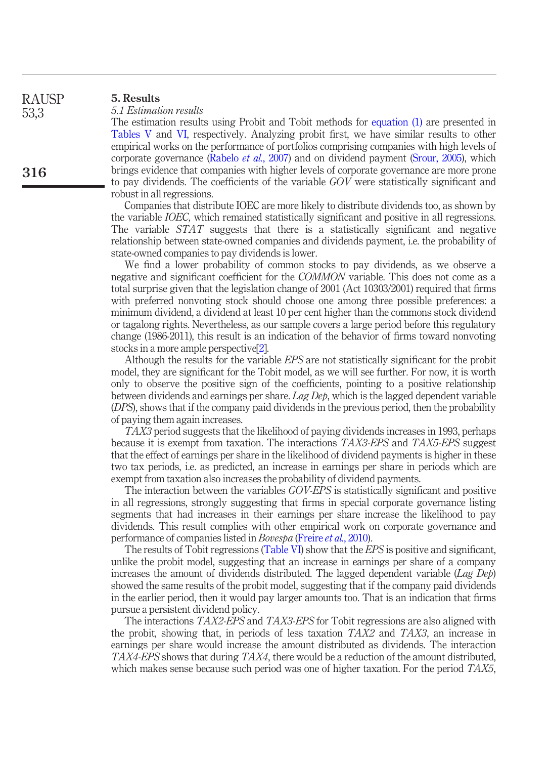## 5. Results

### 5.1 Estimation results

The estimation results using Probit and Tobit methods for equation (1) are presented in Tables V and VI, respectively. Analyzing probit first, we have similar results to other empirical works on the performance of portfolios comprising companies with high levels of corporate governance (Rabelo *et al.*, 2007) and on dividend payment (Srour, 2005), which brings evidence that companies with higher levels of corporate governance are more prone to pay dividends. The coefficients of the variable *GOV* were statistically significant and robust in all regressions.

Companies that distribute IOEC are more likely to distribute dividends too, as shown by the variable *IOEC*, which remained statistically significant and positive in all regressions. The variable *STAT* suggests that there is a statistically significant and negative relationship between state-owned companies and dividends payment, i.e. the probability of state-owned companies to pay dividends is lower.

We find a lower probability of common stocks to pay dividends, as we observe a negative and significant coefficient for the *COMMON* variable. This does not come as a total surprise given that the legislation change of 2001 (Act 10303/2001) required that firms with preferred nonvoting stock should choose one among three possible preferences: a minimum dividend, a dividend at least 10 per cent higher than the commons stock dividend or tagalong rights. Nevertheless, as our sample covers a large period before this regulatory change (1986-2011), this result is an indication of the behavior of firms toward nonvoting stocks in a more ample perspective[2].

Although the results for the variable *EPS* are not statistically significant for the probit model, they are significant for the Tobit model, as we will see further. For now, it is worth only to observe the positive sign of the coefficients, pointing to a positive relationship between dividends and earnings per share. *Lag Dep*, which is the lagged dependent variable (*DPS*), shows that if the company paid dividends in the previous period, then the probability of paying them again increases.

*TAX3* period suggests that the likelihood of paying dividends increases in 1993, perhaps because it is exempt from taxation. The interactions *TAX3-EPS* and *TAX5-EPS* suggest that the effect of earnings per share in the likelihood of dividend payments is higher in these two tax periods, i.e. as predicted, an increase in earnings per share in periods which are exempt from taxation also increases the probability of dividend payments.

The interaction between the variables *GOV-EPS* is statistically significant and positive in all regressions, strongly suggesting that firms in special corporate governance listing segments that had increases in their earnings per share increase the likelihood to pay dividends. This result complies with other empirical work on corporate governance and performance of companies listed in *Bovespa* (Freire *et al.*, 2010).

The results of Tobit regressions (Table VI) show that the *EPS* is positive and significant, unlike the probit model, suggesting that an increase in earnings per share of a company increases the amount of dividends distributed. The lagged dependent variable (*Lag Dep*) showed the same results of the probit model, suggesting that if the company paid dividends in the earlier period, then it would pay larger amounts too. That is an indication that firms pursue a persistent dividend policy.

The interactions *TAX2-EPS* and *TAX3-EPS* for Tobit regressions are also aligned with the probit, showing that, in periods of less taxation *TAX2* and *TAX3*, an increase in earnings per share would increase the amount distributed as dividends. The interaction *TAX4-EPS* shows that during *TAX4*, there would be a reduction of the amount distributed, which makes sense because such period was one of higher taxation. For the period *TAX5*,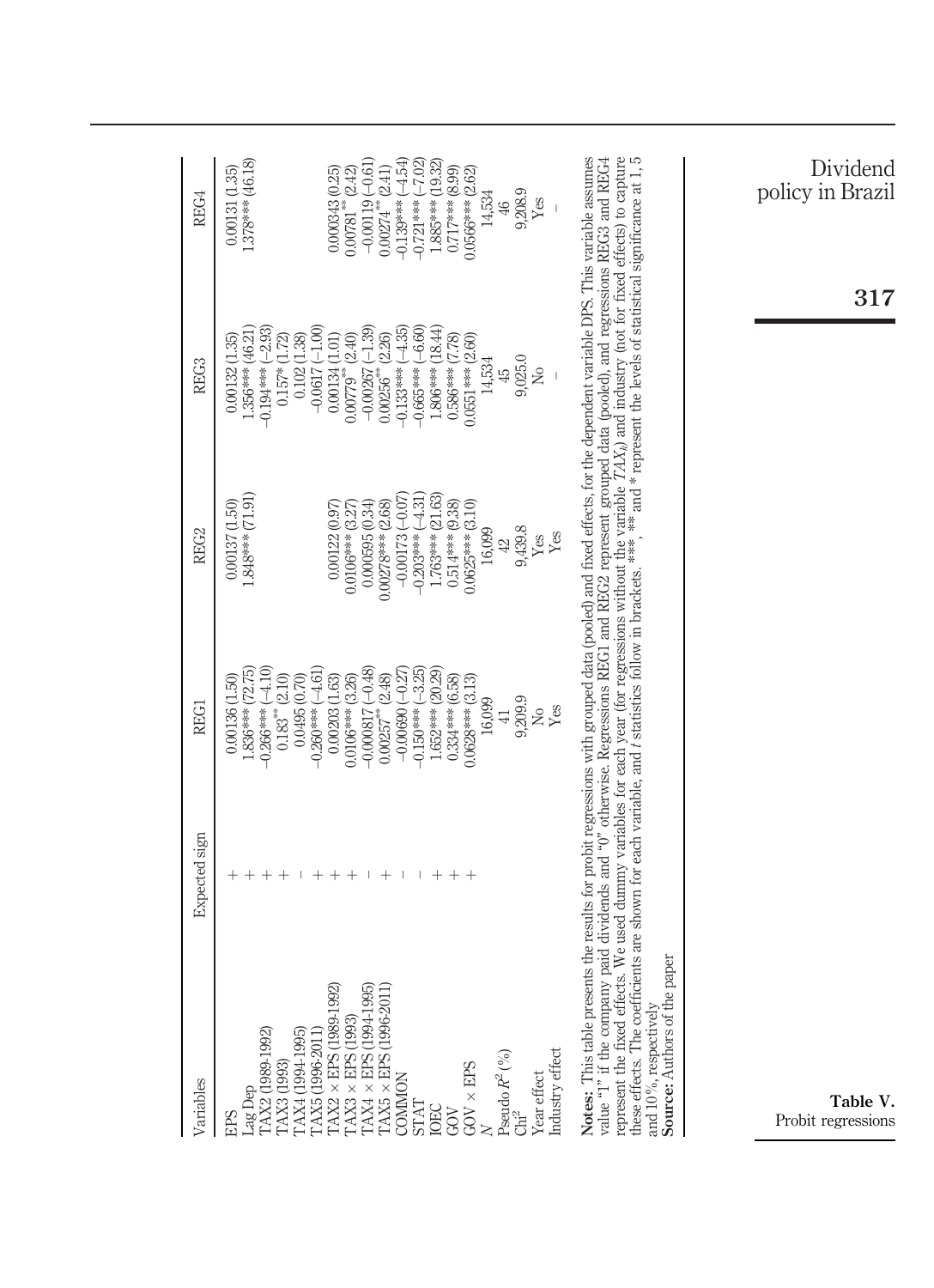**Table V.** Probit regressions

| Variables | Expected sign | REG1 | REG2 | REG3 | REG4 |
|---|---|---|---|---|---|
| EPS | + | 0.00136 (1.50) | 0.00137 (1.50) | 0.00132 (1.35) | 0.00131 (1.35) |
| Lag Dep | + | 1.836*** (72.75) | 1.848*** (71.91) | 1.356*** (46.21) | 1.378*** (46.18) |
| TAX2 (1989-1992) | + | −0.266*** (−4.10) | | −0.194*** (−2.93) | |
| TAX3 (1993) | + | 0.183** (2.10) | | 0.157* (1.72) | |
| TAX4 (1994-1995) | − | 0.0495 (0.70) | | 0.102 (1.38) | |
| TAX5 (1996-2011) | + | −0.260*** (−4.61) | | −0.0617 (−1.00) | |
| TAX2 × EPS (1989-1992) | + | 0.00203 (1.63) | 0.00122 (0.97) | 0.00134 (1.01) | 0.000343 (0.25) |
| TAX3 × EPS (1993) | + | 0.0106*** (3.26) | 0.0106*** (3.27) | 0.00779** (2.40) | 0.00781** (2.42) |
| TAX4 × EPS (1994-1995) | − | −0.000817 (−0.48) | 0.000595 (0.34) | −0.00267 (−1.39) | −0.00119 (−0.61) |
| TAX5 × EPS (1996-2011) | + | 0.00257** (2.48) | 0.00278*** (2.68) | 0.00256** (2.26) | 0.00274** (2.41) |
| COMMON | − | −0.00690 (−0.27) | −0.00173 (−0.07) | −0.133*** (−4.35) | −0.139*** (−4.54) |
| STAT | − | −0.150*** (−3.25) | −0.203*** (−4.31) | −0.665*** (−6.60) | −0.721*** (−7.02) |
| IOEC | + | 1.652*** (20.29) | 1.763*** (21.63) | 1.806*** (18.44) | 1.885*** (19.32) |
| GOV | + | 0.334*** (6.58) | 0.514*** (9.38) | 0.586*** (7.78) | 0.717*** (8.99) |
| GOV × EPS | + | 0.0628*** (3.13) | 0.0625*** (3.10) | 0.0551*** (2.60) | 0.0566*** (2.62) |
| $N$ | | 16,099 | 16,099 | 14,534 | 14,534 |
| Pseudo $R^2$ (%) | | 41 | 42 | 45 | 46 |
| $Chi^2$ | | 9,209.9 | 9,439.8 | 9,025.0 | 9,208.9 |
| Year effect | | No | Yes | No | Yes |
| Industry effect | | Yes | Yes | – | – |

**Notes:** This table presents the results for probit regressions with grouped data (pooled) and fixed effects, for the dependent variable DPS. This variable assumes value "1" if the company paid dividends and "0" otherwise. Regressions REG1 and REG2 represent grouped data (pooled), and regressions REG3 and REG4 represent the fixed effects. We used dummy variables for each year (for regressions without the variable $TAX_{it}$) and industry (not for fixed effects) to capture these effects. The coefficients are shown for each variable, and $t$ statistics follow in brackets. ***, ** and * represent the levels of statistical significance at 1, 5 and 10%, respectively

**Source:** Authors of the paper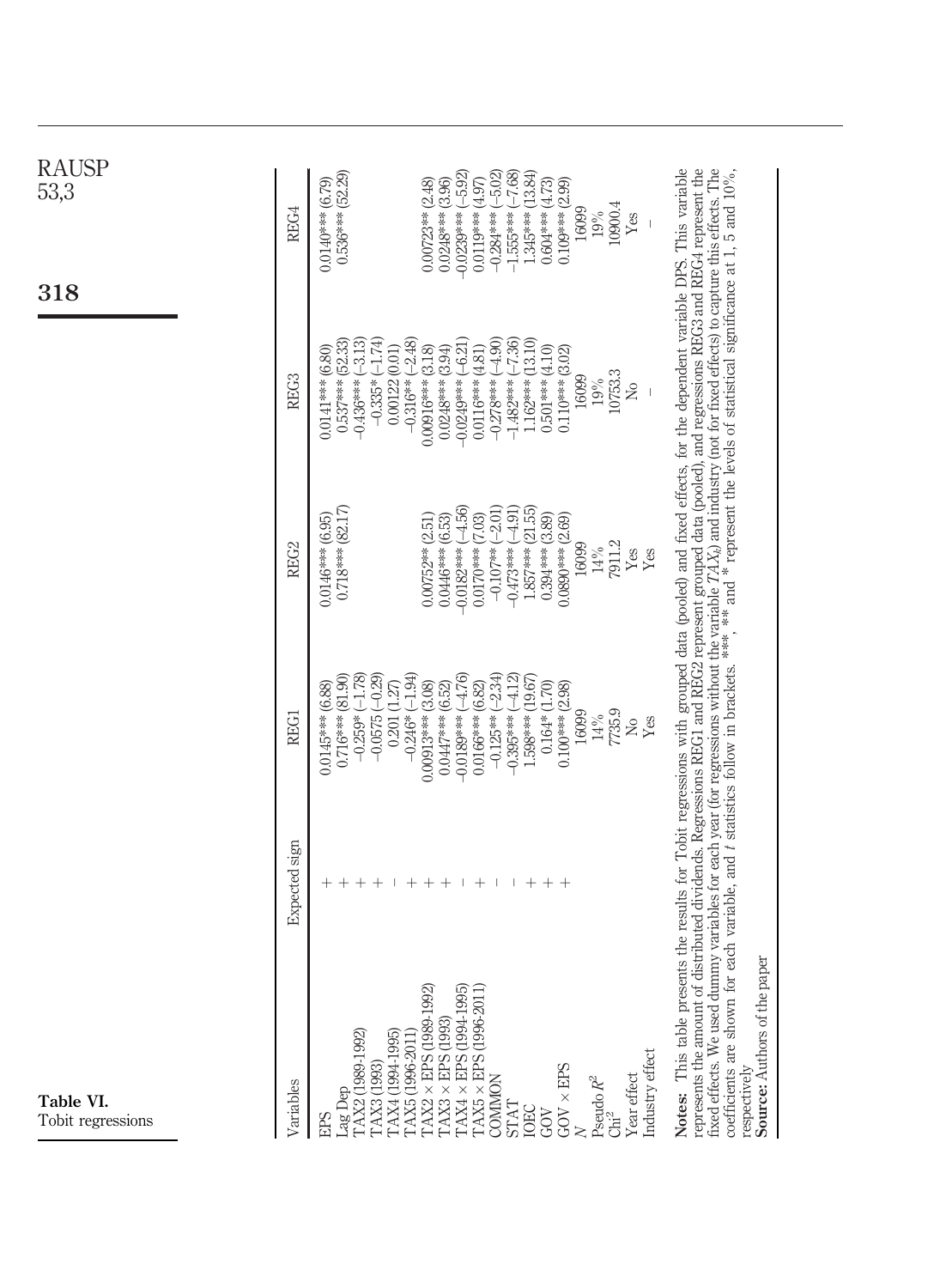**Table VI.** Tobit regressions

| Variables | Expected sign | REG1 | REG2 | REG3 | REG4 |
|---|---|---|---|---|---|
| EPS | + | 0.0145*** (6.88) | 0.0146*** (6.95) | 0.0141*** (6.80) | 0.0140*** (6.79) |
| Lag Dep | + | 0.716*** (81.90) | 0.718*** (82.17) | 0.537*** (52.33) | 0.536*** (52.29) |
| TAX2 (1989-1992) | + | −0.259* (−1.78) | | −0.436*** (−3.13) | |
| TAX3 (1993) | + | −0.0575 (−0.29) | | −0.335* (−1.74) | |
| TAX4 (1994-1995) | − | 0.201 (1.27) | | 0.00122 (0.01) | |
| TAX5 (1996-2011) | + | −0.246* (−1.94) | | −0.316** (−2.48) | |
| TAX2 × EPS (1989-1992) | + | 0.00913*** (3.08) | 0.00752** (2.51) | 0.00916*** (3.18) | 0.00723** (2.48) |
| TAX3 × EPS (1993) | + | 0.0447*** (6.52) | 0.0446*** (6.53) | 0.0248*** (3.94) | 0.0248*** (3.96) |
| TAX4 × EPS (1994-1995) | − | −0.0189*** (−4.76) | −0.0182*** (−4.56) | −0.0249*** (−6.21) | −0.0239*** (−5.92) |
| TAX5 × EPS (1996-2011) | + | 0.0166*** (6.82) | 0.0170*** (7.03) | 0.0116*** (4.81) | 0.0119*** (4.97) |
| COMMON | − | −0.125** (−2.34) | −0.107** (−2.01) | −0.278*** (−4.90) | −0.284*** (−5.02) |
| STAT | − | −0.395*** (−4.12) | −0.473*** (−4.91) | −1.482*** (−7.36) | −1.555*** (−7.68) |
| IOEC | + | 1.598*** (19.67) | 1.857*** (21.55) | 1.162*** (13.10) | 1.345*** (13.84) |
| GOV | + | 0.164* (1.70) | 0.394*** (3.89) | 0.501*** (4.10) | 0.604*** (4.73) |
| GOV × EPS | + | 0.100*** (2.98) | 0.0890*** (2.69) | 0.110*** (3.02) | 0.109*** (2.99) |
| $N$ | | 16099 | 16099 | 16099 | 16099 |
| Pseudo $R^2$ | | 14% | 14% | 19% | 19% |
| $Chi^2$ | | 7735.9 | 7911.2 | 10753.3 | 10900.4 |
| Year effect | | No | Yes | No | Yes |
| Industry effect | | Yes | Yes | – | – |

**Notes:** This table presents the results for Tobit regressions with grouped data (pooled) and fixed effects, for the dependent variable DPS. This variable represents the amount of distributed dividends. Regressions REG1 and REG2 represent grouped data (pooled), and regressions REG3 and REG4 represent the fixed effects. We used dummy variables for each year (for regressions without the variable $TAX_t$) and industry (not for fixed effects) to capture this effects. The coefficients are shown for each variable, and $t$ statistics follow in brackets. ***, ** and * represent the levels of statistical significance at 1, 5 and 10%, respectively

**Source:** Authors of the paper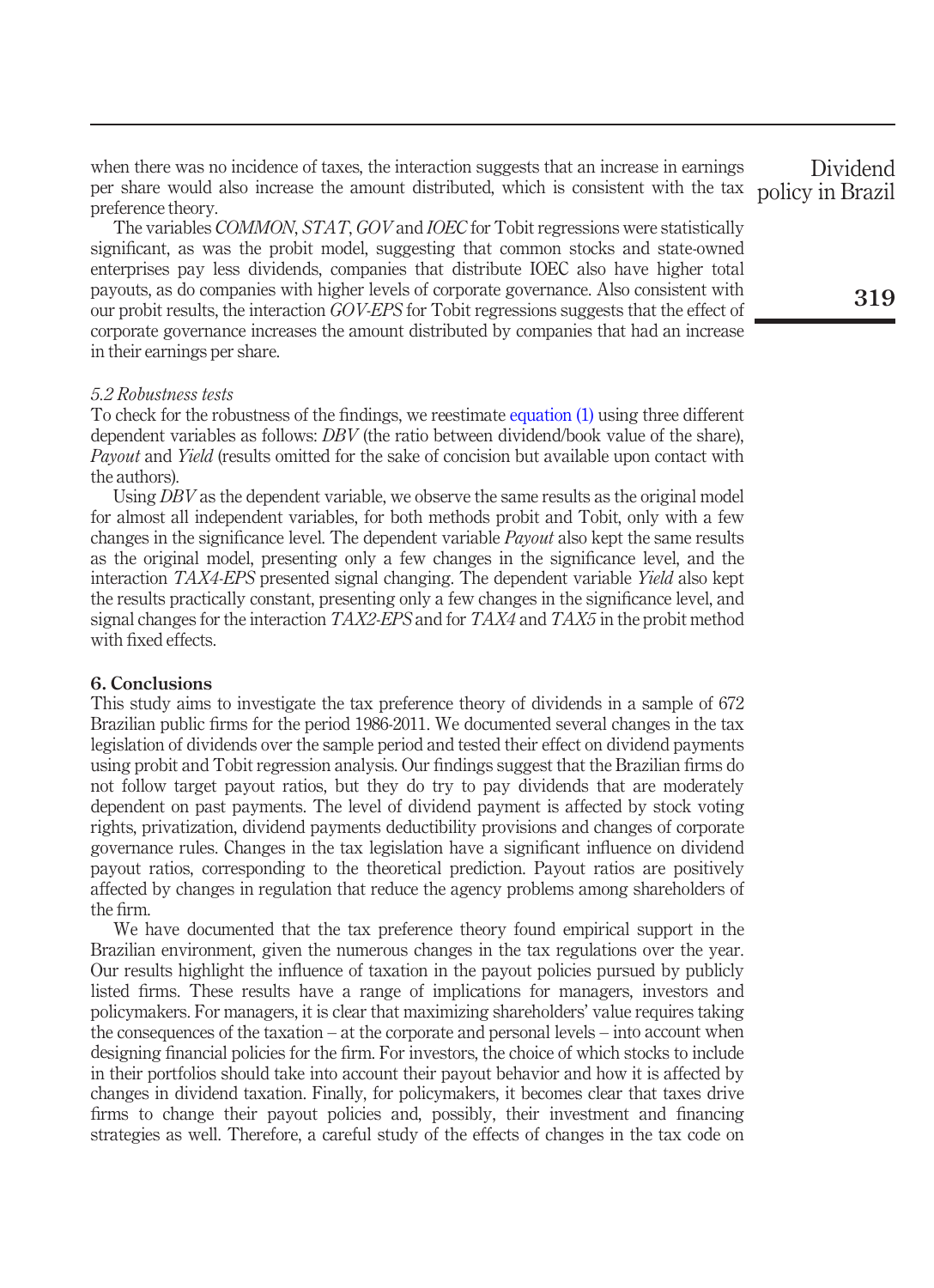when there was no incidence of taxes, the interaction suggests that an increase in earnings per share would also increase the amount distributed, which is consistent with the tax preference theory.

The variables *COMMON*, *STAT*, *GOV* and *IOEC* for Tobit regressions were statistically significant, as was the probit model, suggesting that common stocks and state-owned enterprises pay less dividends, companies that distribute IOEC also have higher total payouts, as do companies with higher levels of corporate governance. Also consistent with our probit results, the interaction *GOV-EPS* for Tobit regressions suggests that the effect of corporate governance increases the amount distributed by companies that had an increase in their earnings per share.

### *5.2 Robustness tests*

To check for the robustness of the findings, we reestimate equation (1) using three different dependent variables as follows: *DBV* (the ratio between dividend/book value of the share), *Payout* and *Yield* (results omitted for the sake of concision but available upon contact with the authors).

Using *DBV* as the dependent variable, we observe the same results as the original model for almost all independent variables, for both methods probit and Tobit, only with a few changes in the significance level. The dependent variable *Payout* also kept the same results as the original model, presenting only a few changes in the significance level, and the interaction *TAX4-EPS* presented signal changing. The dependent variable *Yield* also kept the results practically constant, presenting only a few changes in the significance level, and signal changes for the interaction *TAX2-EPS* and for *TAX4* and *TAX5* in the probit method with fixed effects.

## 6. Conclusions

This study aims to investigate the tax preference theory of dividends in a sample of 672 Brazilian public firms for the period 1986-2011. We documented several changes in the tax legislation of dividends over the sample period and tested their effect on dividend payments using probit and Tobit regression analysis. Our findings suggest that the Brazilian firms do not follow target payout ratios, but they do try to pay dividends that are moderately dependent on past payments. The level of dividend payment is affected by stock voting rights, privatization, dividend payments deductibility provisions and changes of corporate governance rules. Changes in the tax legislation have a significant influence on dividend payout ratios, corresponding to the theoretical prediction. Payout ratios are positively affected by changes in regulation that reduce the agency problems among shareholders of the firm.

We have documented that the tax preference theory found empirical support in the Brazilian environment, given the numerous changes in the tax regulations over the year. Our results highlight the influence of taxation in the payout policies pursued by publicly listed firms. These results have a range of implications for managers, investors and policymakers. For managers, it is clear that maximizing shareholders' value requires taking the consequences of the taxation – at the corporate and personal levels – into account when designing financial policies for the firm. For investors, the choice of which stocks to include in their portfolios should take into account their payout behavior and how it is affected by changes in dividend taxation. Finally, for policymakers, it becomes clear that taxes drive firms to change their payout policies and, possibly, their investment and financing strategies as well. Therefore, a careful study of the effects of changes in the tax code on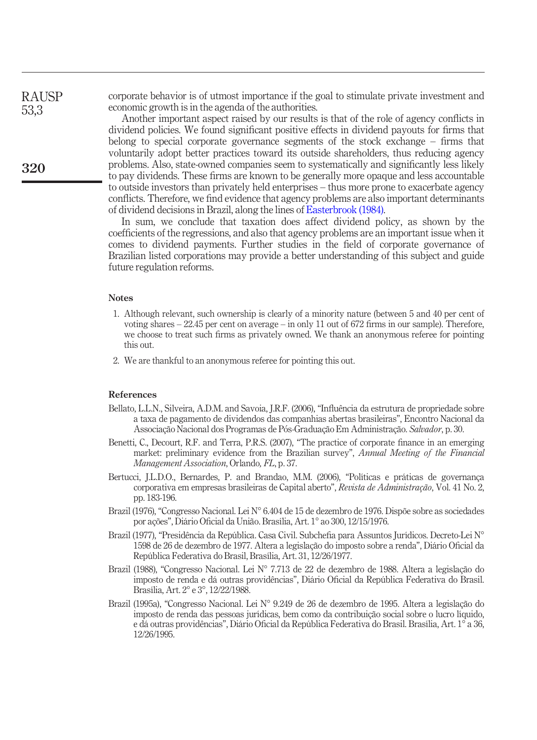corporate behavior is of utmost importance if the goal to stimulate private investment and economic growth is in the agenda of the authorities.

Another important aspect raised by our results is that of the role of agency conflicts in dividend policies. We found significant positive effects in dividend payouts for firms that belong to special corporate governance segments of the stock exchange – firms that voluntarily adopt better practices toward its outside shareholders, thus reducing agency problems. Also, state-owned companies seem to systematically and significantly less likely to pay dividends. These firms are known to be generally more opaque and less accountable to outside investors than privately held enterprises – thus more prone to exacerbate agency conflicts. Therefore, we find evidence that agency problems are also important determinants of dividend decisions in Brazil, along the lines of Easterbrook (1984).

In sum, we conclude that taxation does affect dividend policy, as shown by the coefficients of the regressions, and also that agency problems are an important issue when it comes to dividend payments. Further studies in the field of corporate governance of Brazilian listed corporations may provide a better understanding of this subject and guide future regulation reforms.

## Notes

1. Although relevant, such ownership is clearly of a minority nature (between 5 and 40 per cent of voting shares – 22.45 per cent on average – in only 11 out of 672 firms in our sample). Therefore, we choose to treat such firms as privately owned. We thank an anonymous referee for pointing this out.
2. We are thankful to an anonymous referee for pointing this out.

## References

Bellato, L.L.N., Silveira, A.D.M. and Savoia, J.R.F. (2006), "Influência da estrutura de propriedade sobre a taxa de pagamento de dividendos das companhias abertas brasileiras", Encontro Nacional da Associação Nacional dos Programas de Pós-Graduação Em Administração. *Salvador*, p. 30.

Benetti, C., Decourt, R.F. and Terra, P.R.S. (2007), "The practice of corporate finance in an emerging market: preliminary evidence from the Brazilian survey", *Annual Meeting of the Financial Management Association*, Orlando*, FL*, p. 37.

Bertucci, J.L.D.O., Bernardes, P. and Brandao, M.M. (2006), "Políticas e práticas de governança corporativa em empresas brasileiras de Capital aberto", *Revista de Administração*, Vol. 41 No. 2, pp. 183-196.

Brazil (1976), "Congresso Nacional. Lei N° 6.404 de 15 de dezembro de 1976. Dispõe sobre as sociedades por ações", Diário Oficial da União. Brasília, Art. 1° ao 300, 12/15/1976.

Brazil (1977), "Presidência da República. Casa Civil. Subchefia para Assuntos Jurídicos. Decreto-Lei N° 1598 de 26 de dezembro de 1977. Altera a legislação do imposto sobre a renda", Diário Oficial da República Federativa do Brasil, Brasília, Art. 31, 12/26/1977.

Brazil (1988), "Congresso Nacional. Lei N° 7.713 de 22 de dezembro de 1988. Altera a legislação do imposto de renda e dá outras providências", Diário Oficial da República Federativa do Brasil. Brasília, Art. 2° e 3°, 12/22/1988.

Brazil (1995a), "Congresso Nacional. Lei N° 9.249 de 26 de dezembro de 1995. Altera a legislação do imposto de renda das pessoas jurídicas, bem como da contribuição social sobre o lucro líquido, e dá outras providências", Diário Oficial da República Federativa do Brasil. Brasília, Art. 1° a 36, 12/26/1995.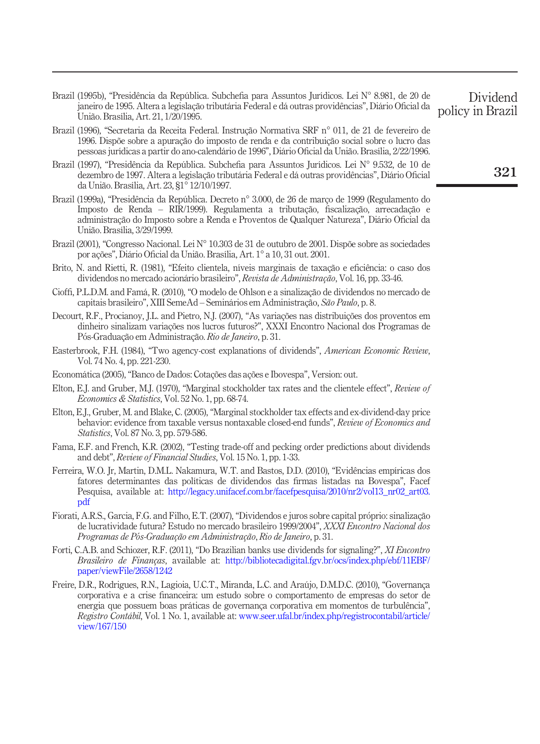Brazil (1995b), "Presidência da República. Subchefia para Assuntos Jurídicos. Lei N° 8.981, de 20 de janeiro de 1995. Altera a legislação tributária Federal e dá outras providências", Diário Oficial da União. Brasília, Art. 21, 1/20/1995.

Brazil (1996), "Secretaria da Receita Federal. Instrução Normativa SRF n° 011, de 21 de fevereiro de 1996. Dispõe sobre a apuração do imposto de renda e da contribuição social sobre o lucro das pessoas jurídicas a partir do ano-calendário de 1996", Diário Oficial da União. Brasília, 2/22/1996.

Brazil (1997), "Presidência da República. Subchefia para Assuntos Jurídicos. Lei N° 9.532, de 10 de dezembro de 1997. Altera a legislação tributária Federal e dá outras providências", Diário Oficial da União. Brasília, Art. 23, §1° 12/10/1997.

Brazil (1999a), "Presidência da República. Decreto n° 3.000, de 26 de março de 1999 (Regulamento do Imposto de Renda – RIR/1999). Regulamenta a tributação, fiscalização, arrecadação e administração do Imposto sobre a Renda e Proventos de Qualquer Natureza", Diário Oficial da União. Brasília, 3/29/1999.

Brazil (2001), "Congresso Nacional. Lei N° 10.303 de 31 de outubro de 2001. Dispõe sobre as sociedades por ações", Diário Oficial da União. Brasília, Art. 1° a 10, 31 out. 2001.

Brito, N. and Rietti, R. (1981), "Efeito clientela, níveis marginais de taxação e eficiência: o caso dos dividendos no mercado acionário brasileiro", *Revista de Administração*, Vol. 16, pp. 33-46.

Cioffi, P.L.D.M. and Famá, R. (2010), "O modelo de Ohlson e a sinalização de dividendos no mercado de capitais brasileiro", XIII SemeAd – Seminários em Administração, *São Paulo*, p. 8.

Decourt, R.F., Procianoy, J.L. and Pietro, N.J. (2007), "As variações nas distribuições dos proventos em dinheiro sinalizam variações nos lucros futuros?", XXXI Encontro Nacional dos Programas de Pós-Graduação em Administração. *Rio de Janeiro*, p. 31.

Easterbrook, F.H. (1984), "Two agency-cost explanations of dividends", *American Economic Review*, Vol. 74 No. 4, pp. 221-230.

Economática (2005), "Banco de Dados: Cotações das ações e Ibovespa", Version: out.

Elton, E.J. and Gruber, M.J. (1970), "Marginal stockholder tax rates and the clientele effect", *Review of Economics & Statistics*, Vol. 52 No. 1, pp. 68-74.

Elton, E.J., Gruber, M. and Blake, C. (2005), "Marginal stockholder tax effects and ex-dividend-day price behavior: evidence from taxable versus nontaxable closed-end funds", *Review of Economics and Statistics*, Vol. 87 No. 3, pp. 579-586.

Fama, E.F. and French, K.R. (2002), "Testing trade-off and pecking order predictions about dividends and debt", *Review of Financial Studies*, Vol. 15 No. 1, pp. 1-33.

Ferreira, W.O. Jr, Martin, D.M.L. Nakamura, W.T. and Bastos, D.D. (2010), "Evidências empíricas dos fatores determinantes das políticas de dividendos das firmas listadas na Bovespa", Facef Pesquisa, available at: http://legacy.unifacef.com.br/facefpesquisa/2010/nr2/vol13_nr02_art03.pdf

Fiorati, A.R.S., Garcia, F.G. and Filho, E.T. (2007), "Dividendos e juros sobre capital próprio: sinalização de lucratividade futura? Estudo no mercado brasileiro 1999/2004", *XXXI Encontro Nacional dos Programas de Pós-Graduação em Administração*, *Rio de Janeiro*, p. 31.

Forti, C.A.B. and Schiozer, R.F. (2011), "Do Brazilian banks use dividends for signaling?", *XI Encontro Brasileiro de Finanças*, available at: http://bibliotecadigital.fgv.br/ocs/index.php/ebf/11EBF/paper/viewFile/2658/1242

Freire, D.R., Rodrigues, R.N., Lagioia, U.C.T., Miranda, L.C. and Araújo, D.M.D.C. (2010), "Governança corporativa e a crise financeira: um estudo sobre o comportamento de empresas do setor de energia que possuem boas práticas de governança corporativa em momentos de turbulência", *Registro Contábil*, Vol. 1 No. 1, available at: www.seer.ufal.br/index.php/registrocontabil/article/view/167/150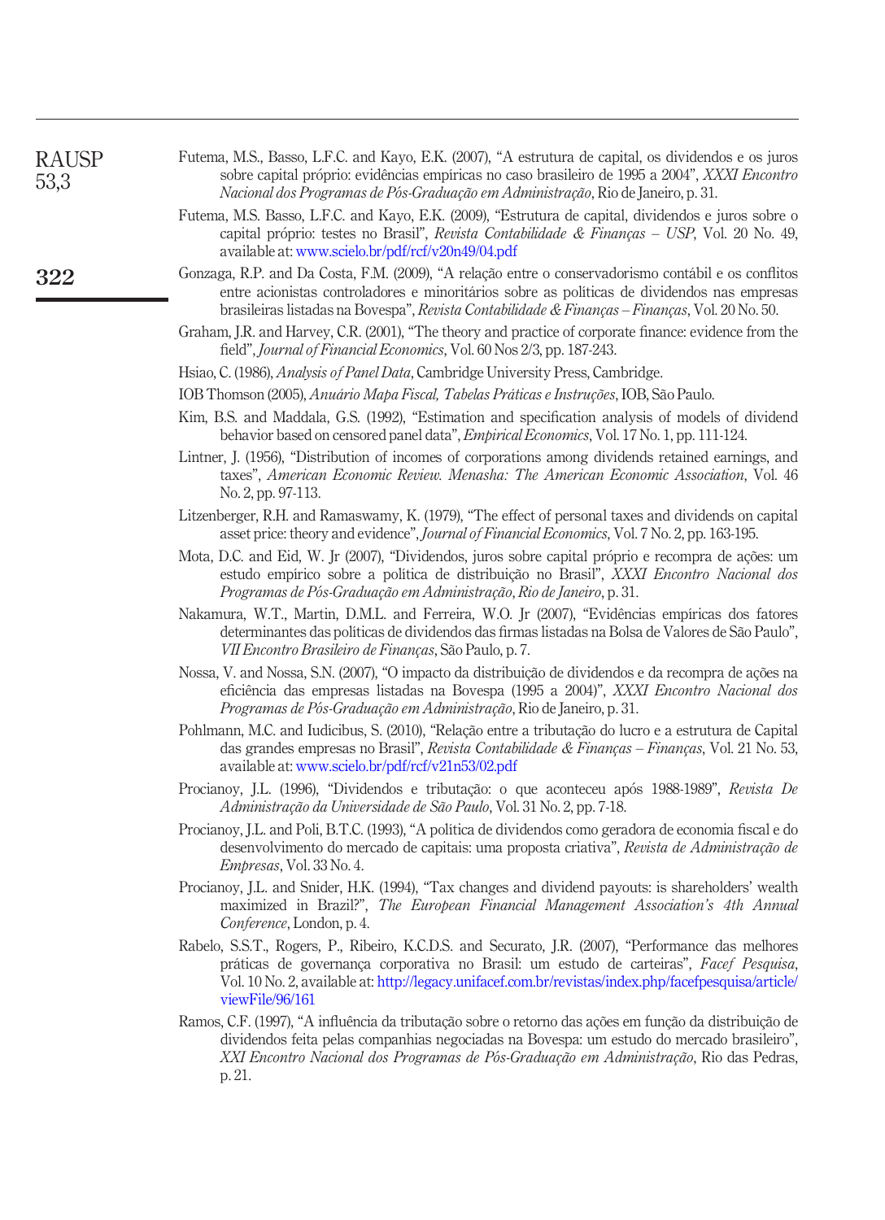Futema, M.S., Basso, L.F.C. and Kayo, E.K. (2007), “A estrutura de capital, os dividendos e os juros sobre capital próprio: evidências empíricas no caso brasileiro de 1995 a 2004”, *XXXI Encontro Nacional dos Programas de Pós-Graduação em Administração*, Rio de Janeiro, p. 31.

Futema, M.S. Basso, L.F.C. and Kayo, E.K. (2009), “Estrutura de capital, dividendos e juros sobre o capital próprio: testes no Brasil”, *Revista Contabilidade & Finanças – USP*, Vol. 20 No. 49, available at: www.scielo.br/pdf/rcf/v20n49/04.pdf

Gonzaga, R.P. and Da Costa, F.M. (2009), “A relação entre o conservadorismo contábil e os conflitos entre acionistas controladores e minoritários sobre as políticas de dividendos nas empresas brasileiras listadas na Bovespa”, *Revista Contabilidade & Finanças – Finanças*, Vol. 20 No. 50.

Graham, J.R. and Harvey, C.R. (2001), “The theory and practice of corporate finance: evidence from the field”, *Journal of Financial Economics*, Vol. 60 Nos 2/3, pp. 187-243.

Hsiao, C. (1986), *Analysis of Panel Data*, Cambridge University Press, Cambridge.

IOB Thomson (2005), *Anuário Mapa Fiscal, Tabelas Práticas e Instruções*, IOB, São Paulo.

Kim, B.S. and Maddala, G.S. (1992), “Estimation and specification analysis of models of dividend behavior based on censored panel data”, *Empirical Economics*, Vol. 17 No. 1, pp. 111-124.

Lintner, J. (1956), “Distribution of incomes of corporations among dividends retained earnings, and taxes”, *American Economic Review. Menasha: The American Economic Association*, Vol. 46 No. 2, pp. 97-113.

Litzenberger, R.H. and Ramaswamy, K. (1979), “The effect of personal taxes and dividends on capital asset price: theory and evidence”, *Journal of Financial Economics*, Vol. 7 No. 2, pp. 163-195.

Mota, D.C. and Eid, W. Jr (2007), “Dividendos, juros sobre capital próprio e recompra de ações: um estudo empírico sobre a política de distribuição no Brasil”, *XXXI Encontro Nacional dos Programas de Pós-Graduação em Administração, Rio de Janeiro*, p. 31.

Nakamura, W.T., Martin, D.M.L. and Ferreira, W.O. Jr (2007), “Evidências empíricas dos fatores determinantes das políticas de dividendos das firmas listadas na Bolsa de Valores de São Paulo”, *VII Encontro Brasileiro de Finanças*, São Paulo, p. 7.

Nossa, V. and Nossa, S.N. (2007), “O impacto da distribuição de dividendos e da recompra de ações na eficiência das empresas listadas na Bovespa (1995 a 2004)”, *XXXI Encontro Nacional dos Programas de Pós-Graduação em Administração*, Rio de Janeiro, p. 31.

Pohlmann, M.C. and Iudícibus, S. (2010), “Relação entre a tributação do lucro e a estrutura de Capital das grandes empresas no Brasil”, *Revista Contabilidade & Finanças – Finanças*, Vol. 21 No. 53, available at: www.scielo.br/pdf/rcf/v21n53/02.pdf

Procianoy, J.L. (1996), “Dividendos e tributação: o que aconteceu após 1988-1989”, *Revista De Administração da Universidade de São Paulo*, Vol. 31 No. 2, pp. 7-18.

Procianoy, J.L. and Poli, B.T.C. (1993), “A política de dividendos como geradora de economia fiscal e do desenvolvimento do mercado de capitais: uma proposta criativa”, *Revista de Administração de Empresas*, Vol. 33 No. 4.

Procianoy, J.L. and Snider, H.K. (1994), “Tax changes and dividend payouts: is shareholders’ wealth maximized in Brazil?”, *The European Financial Management Association’s 4th Annual Conference*, London, p. 4.

Rabelo, S.S.T., Rogers, P., Ribeiro, K.C.D.S. and Securato, J.R. (2007), “Performance das melhores práticas de governança corporativa no Brasil: um estudo de carteiras”, *Facef Pesquisa*, Vol. 10 No. 2, available at: http://legacy.unifacef.com.br/revistas/index.php/facefpesquisa/article/viewFile/96/161

Ramos, C.F. (1997), “A influência da tributação sobre o retorno das ações em função da distribuição de dividendos feita pelas companhias negociadas na Bovespa: um estudo do mercado brasileiro”, *XXI Encontro Nacional dos Programas de Pós-Graduação em Administração*, Rio das Pedras, p. 21.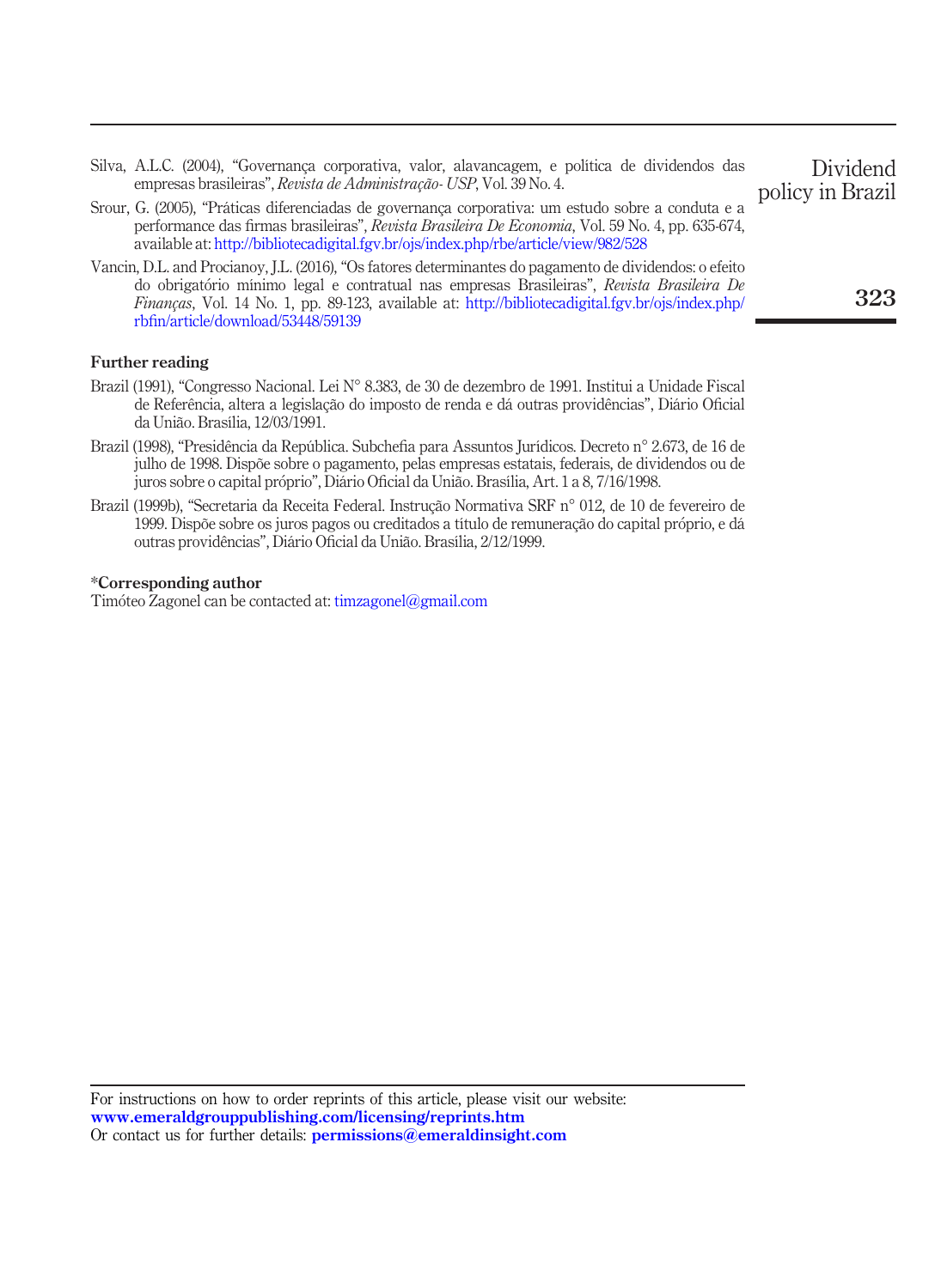Silva, A.L.C. (2004), "Governança corporativa, valor, alavancagem, e política de dividendos das empresas brasileiras", *Revista de Administração- USP*, Vol. 39 No. 4.

Srour, G. (2005), "Práticas diferenciadas de governança corporativa: um estudo sobre a conduta e a performance das firmas brasileiras", *Revista Brasileira De Economia*, Vol. 59 No. 4, pp. 635-674, available at: http://bibliotecadigital.fgv.br/ojs/index.php/rbe/article/view/982/528

Vancin, D.L. and Procianoy, J.L. (2016), "Os fatores determinantes do pagamento de dividendos: o efeito do obrigatório mínimo legal e contratual nas empresas Brasileiras", *Revista Brasileira De Finanças*, Vol. 14 No. 1, pp. 89-123, available at: http://bibliotecadigital.fgv.br/ojs/index.php/rbfin/article/download/53448/59139

## Further reading

Brazil (1991), "Congresso Nacional. Lei N° 8.383, de 30 de dezembro de 1991. Institui a Unidade Fiscal de Referência, altera a legislação do imposto de renda e dá outras providências", Diário Oficial da União. Brasília, 12/03/1991.

Brazil (1998), "Presidência da República. Subchefia para Assuntos Jurídicos. Decreto n° 2.673, de 16 de julho de 1998. Dispõe sobre o pagamento, pelas empresas estatais, federais, de dividendos ou de juros sobre o capital próprio", Diário Oficial da União. Brasília, Art. 1 a 8, 7/16/1998.

Brazil (1999b), "Secretaria da Receita Federal. Instrução Normativa SRF n° 012, de 10 de fevereiro de 1999. Dispõe sobre os juros pagos ou creditados a título de remuneração do capital próprio, e dá outras providências", Diário Oficial da União. Brasília, 2/12/1999.

***Corresponding author**
Timóteo Zagonel can be contacted at: timzagonel@gmail.com

For instructions on how to order reprints of this article, please visit our website:
**www.emeraldgrouppublishing.com/licensing/reprints.htm**
Or contact us for further details: **permissions@emeraldinsight.com**